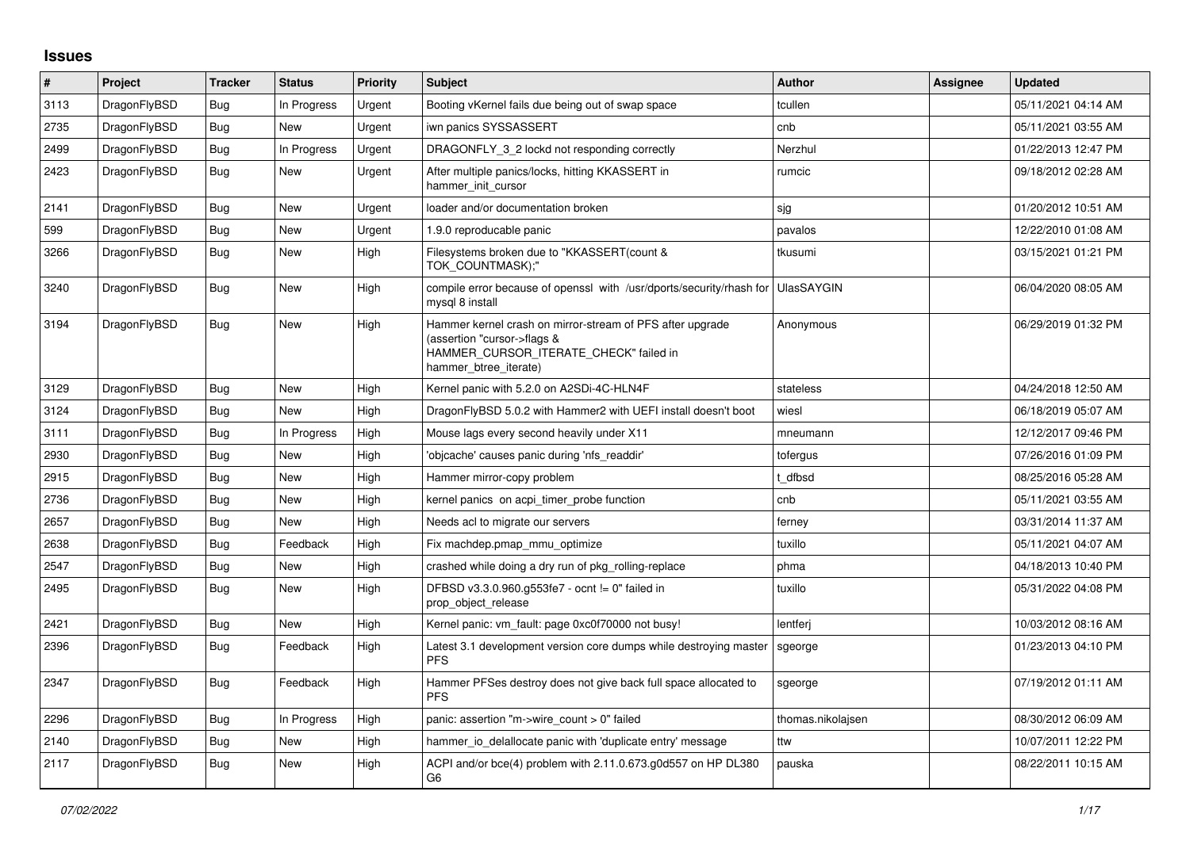# Issues

| # | Project | Tracker | Status | Priority | Subject | Author | Assignee | Updated |
|---|---|---|---|---|---|---|---|---|
| 3113 | DragonFlyBSD | Bug | In Progress | Urgent | Booting vKernel fails due being out of swap space | tcullen | | 05/11/2021 04:14 AM |
| 2735 | DragonFlyBSD | Bug | New | Urgent | iwn panics SYSSASSERT | cnb | | 05/11/2021 03:55 AM |
| 2499 | DragonFlyBSD | Bug | In Progress | Urgent | DRAGONFLY_3_2 lockd not responding correctly | Nerzhul | | 01/22/2013 12:47 PM |
| 2423 | DragonFlyBSD | Bug | New | Urgent | After multiple panics/locks, hitting KKASSERT in hammer_init_cursor | rumcic | | 09/18/2012 02:28 AM |
| 2141 | DragonFlyBSD | Bug | New | Urgent | loader and/or documentation broken | sjg | | 01/20/2012 10:51 AM |
| 599 | DragonFlyBSD | Bug | New | Urgent | 1.9.0 reproducable panic | pavalos | | 12/22/2010 01:08 AM |
| 3266 | DragonFlyBSD | Bug | New | High | Filesystems broken due to "KKASSERT(count & TOK_COUNTMASK);" | tkusumi | | 03/15/2021 01:21 PM |
| 3240 | DragonFlyBSD | Bug | New | High | compile error because of openssl with /usr/dports/security/rhash for mysql 8 install | UlasSAYGIN | | 06/04/2020 08:05 AM |
| 3194 | DragonFlyBSD | Bug | New | High | Hammer kernel crash on mirror-stream of PFS after upgrade (assertion "cursor->flags & HAMMER_CURSOR_ITERATE_CHECK" failed in hammer_btree_iterate) | Anonymous | | 06/29/2019 01:32 PM |
| 3129 | DragonFlyBSD | Bug | New | High | Kernel panic with 5.2.0 on A2SDi-4C-HLN4F | stateless | | 04/24/2018 12:50 AM |
| 3124 | DragonFlyBSD | Bug | New | High | DragonFlyBSD 5.0.2 with Hammer2 with UEFI install doesn't boot | wiesl | | 06/18/2019 05:07 AM |
| 3111 | DragonFlyBSD | Bug | In Progress | High | Mouse lags every second heavily under X11 | mneumann | | 12/12/2017 09:46 PM |
| 2930 | DragonFlyBSD | Bug | New | High | 'objcache' causes panic during 'nfs_readdir' | tofergus | | 07/26/2016 01:09 PM |
| 2915 | DragonFlyBSD | Bug | New | High | Hammer mirror-copy problem | t_dfbsd | | 08/25/2016 05:28 AM |
| 2736 | DragonFlyBSD | Bug | New | High | kernel panics on acpi_timer_probe function | cnb | | 05/11/2021 03:55 AM |
| 2657 | DragonFlyBSD | Bug | New | High | Needs acl to migrate our servers | ferney | | 03/31/2014 11:37 AM |
| 2638 | DragonFlyBSD | Bug | Feedback | High | Fix machdep.pmap_mmu_optimize | tuxillo | | 05/11/2021 04:07 AM |
| 2547 | DragonFlyBSD | Bug | New | High | crashed while doing a dry run of pkg_rolling-replace | phma | | 04/18/2013 10:40 PM |
| 2495 | DragonFlyBSD | Bug | New | High | DFBSD v3.3.0.960.g553fe7 - ocnt != 0" failed in prop_object_release | tuxillo | | 05/31/2022 04:08 PM |
| 2421 | DragonFlyBSD | Bug | New | High | Kernel panic: vm_fault: page 0xc0f70000 not busy! | lentferj | | 10/03/2012 08:16 AM |
| 2396 | DragonFlyBSD | Bug | Feedback | High | Latest 3.1 development version core dumps while destroying master PFS | sgeorge | | 01/23/2013 04:10 PM |
| 2347 | DragonFlyBSD | Bug | Feedback | High | Hammer PFSes destroy does not give back full space allocated to PFS | sgeorge | | 07/19/2012 01:11 AM |
| 2296 | DragonFlyBSD | Bug | In Progress | High | panic: assertion "m->wire_count > 0" failed | thomas.nikolajsen | | 08/30/2012 06:09 AM |
| 2140 | DragonFlyBSD | Bug | New | High | hammer_io_delallocate panic with 'duplicate entry' message | ttw | | 10/07/2011 12:22 PM |
| 2117 | DragonFlyBSD | Bug | New | High | ACPI and/or bce(4) problem with 2.11.0.673.g0d557 on HP DL380 G6 | pauska | | 08/22/2011 10:15 AM |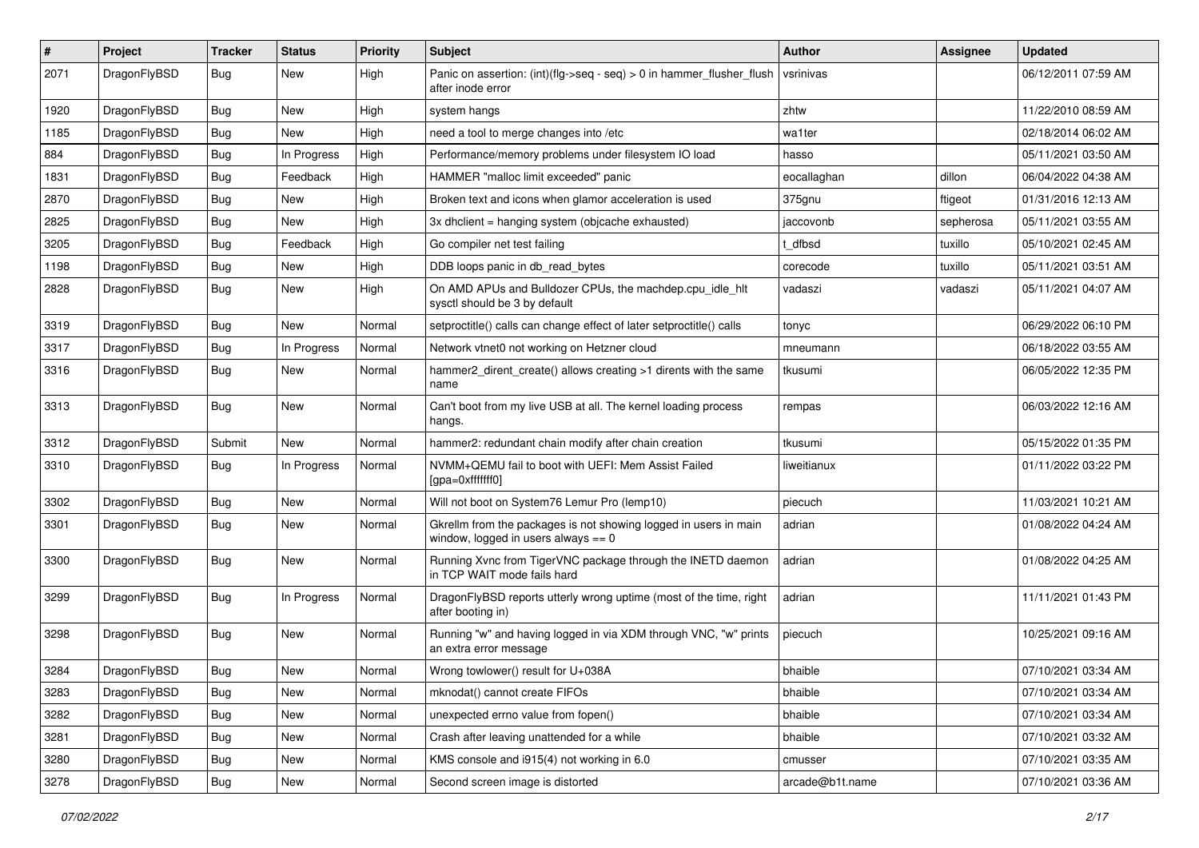| # | Project | Tracker | Status | Priority | Subject | Author | Assignee | Updated |
|---|---|---|---|---|---|---|---|---|
| 2071 | DragonFlyBSD | Bug | New | High | Panic on assertion: (int)(flg->seq - seq) > 0 in hammer_flusher_flush after inode error | vsrinivas | | 06/12/2011 07:59 AM |
| 1920 | DragonFlyBSD | Bug | New | High | system hangs | zhtw | | 11/22/2010 08:59 AM |
| 1185 | DragonFlyBSD | Bug | New | High | need a tool to merge changes into /etc | wa1ter | | 02/18/2014 06:02 AM |
| 884 | DragonFlyBSD | Bug | In Progress | High | Performance/memory problems under filesystem IO load | hasso | | 05/11/2021 03:50 AM |
| 1831 | DragonFlyBSD | Bug | Feedback | High | HAMMER "malloc limit exceeded" panic | eocallaghan | dillon | 06/04/2022 04:38 AM |
| 2870 | DragonFlyBSD | Bug | New | High | Broken text and icons when glamor acceleration is used | 375gnu | ftigeot | 01/31/2016 12:13 AM |
| 2825 | DragonFlyBSD | Bug | New | High | 3x dhclient = hanging system (objcache exhausted) | jaccovonb | sepherosa | 05/11/2021 03:55 AM |
| 3205 | DragonFlyBSD | Bug | Feedback | High | Go compiler net test failing | t_dfbsd | tuxillo | 05/10/2021 02:45 AM |
| 1198 | DragonFlyBSD | Bug | New | High | DDB loops panic in db_read_bytes | corecode | tuxillo | 05/11/2021 03:51 AM |
| 2828 | DragonFlyBSD | Bug | New | High | On AMD APUs and Bulldozer CPUs, the machdep.cpu_idle_hlt sysctl should be 3 by default | vadaszi | vadaszi | 05/11/2021 04:07 AM |
| 3319 | DragonFlyBSD | Bug | New | Normal | setproctitle() calls can change effect of later setproctitle() calls | tonyc | | 06/29/2022 06:10 PM |
| 3317 | DragonFlyBSD | Bug | In Progress | Normal | Network vtnet0 not working on Hetzner cloud | mneumann | | 06/18/2022 03:55 AM |
| 3316 | DragonFlyBSD | Bug | New | Normal | hammer2_dirent_create() allows creating >1 dirents with the same name | tkusumi | | 06/05/2022 12:35 PM |
| 3313 | DragonFlyBSD | Bug | New | Normal | Can't boot from my live USB at all. The kernel loading process hangs. | rempas | | 06/03/2022 12:16 AM |
| 3312 | DragonFlyBSD | Submit | New | Normal | hammer2: redundant chain modify after chain creation | tkusumi | | 05/15/2022 01:35 PM |
| 3310 | DragonFlyBSD | Bug | In Progress | Normal | NVMM+QEMU fail to boot with UEFI: Mem Assist Failed [gpa=0xfffffff0] | liweitianux | | 01/11/2022 03:22 PM |
| 3302 | DragonFlyBSD | Bug | New | Normal | Will not boot on System76 Lemur Pro (lemp10) | piecuch | | 11/03/2021 10:21 AM |
| 3301 | DragonFlyBSD | Bug | New | Normal | Gkrellm from the packages is not showing logged in users in main window, logged in users always == 0 | adrian | | 01/08/2022 04:24 AM |
| 3300 | DragonFlyBSD | Bug | New | Normal | Running Xvnc from TigerVNC package through the INETD daemon in TCP WAIT mode fails hard | adrian | | 01/08/2022 04:25 AM |
| 3299 | DragonFlyBSD | Bug | In Progress | Normal | DragonFlyBSD reports utterly wrong uptime (most of the time, right after booting in) | adrian | | 11/11/2021 01:43 PM |
| 3298 | DragonFlyBSD | Bug | New | Normal | Running "w" and having logged in via XDM through VNC, "w" prints an extra error message | piecuch | | 10/25/2021 09:16 AM |
| 3284 | DragonFlyBSD | Bug | New | Normal | Wrong towlower() result for U+038A | bhaible | | 07/10/2021 03:34 AM |
| 3283 | DragonFlyBSD | Bug | New | Normal | mknodat() cannot create FIFOs | bhaible | | 07/10/2021 03:34 AM |
| 3282 | DragonFlyBSD | Bug | New | Normal | unexpected errno value from fopen() | bhaible | | 07/10/2021 03:34 AM |
| 3281 | DragonFlyBSD | Bug | New | Normal | Crash after leaving unattended for a while | bhaible | | 07/10/2021 03:32 AM |
| 3280 | DragonFlyBSD | Bug | New | Normal | KMS console and i915(4) not working in 6.0 | cmusser | | 07/10/2021 03:35 AM |
| 3278 | DragonFlyBSD | Bug | New | Normal | Second screen image is distorted | arcade@b1t.name | | 07/10/2021 03:36 AM |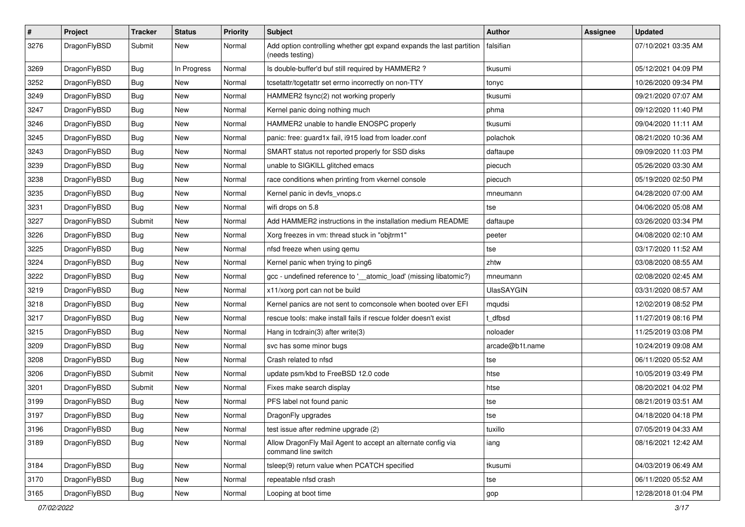| # | Project | Tracker | Status | Priority | Subject | Author | Assignee | Updated |
|---|---|---|---|---|---|---|---|---|
| 3276 | DragonFlyBSD | Submit | New | Normal | Add option controlling whether gpt expand expands the last partition (needs testing) | falsifian | | 07/10/2021 03:35 AM |
| 3269 | DragonFlyBSD | Bug | In Progress | Normal | Is double-buffer'd buf still required by HAMMER2 ? | tkusumi | | 05/12/2021 04:09 PM |
| 3252 | DragonFlyBSD | Bug | New | Normal | tcsetattr/tcgetattr set errno incorrectly on non-TTY | tonyc | | 10/26/2020 09:34 PM |
| 3249 | DragonFlyBSD | Bug | New | Normal | HAMMER2 fsync(2) not working properly | tkusumi | | 09/21/2020 07:07 AM |
| 3247 | DragonFlyBSD | Bug | New | Normal | Kernel panic doing nothing much | phma | | 09/12/2020 11:40 PM |
| 3246 | DragonFlyBSD | Bug | New | Normal | HAMMER2 unable to handle ENOSPC properly | tkusumi | | 09/04/2020 11:11 AM |
| 3245 | DragonFlyBSD | Bug | New | Normal | panic: free: guard1x fail, i915 load from loader.conf | polachok | | 08/21/2020 10:36 AM |
| 3243 | DragonFlyBSD | Bug | New | Normal | SMART status not reported properly for SSD disks | daftaupe | | 09/09/2020 11:03 PM |
| 3239 | DragonFlyBSD | Bug | New | Normal | unable to SIGKILL glitched emacs | piecuch | | 05/26/2020 03:30 AM |
| 3238 | DragonFlyBSD | Bug | New | Normal | race conditions when printing from vkernel console | piecuch | | 05/19/2020 02:50 PM |
| 3235 | DragonFlyBSD | Bug | New | Normal | Kernel panic in devfs_vnops.c | mneumann | | 04/28/2020 07:00 AM |
| 3231 | DragonFlyBSD | Bug | New | Normal | wifi drops on 5.8 | tse | | 04/06/2020 05:08 AM |
| 3227 | DragonFlyBSD | Submit | New | Normal | Add HAMMER2 instructions in the installation medium README | daftaupe | | 03/26/2020 03:34 PM |
| 3226 | DragonFlyBSD | Bug | New | Normal | Xorg freezes in vm: thread stuck in "objtrm1" | peeter | | 04/08/2020 02:10 AM |
| 3225 | DragonFlyBSD | Bug | New | Normal | nfsd freeze when using qemu | tse | | 03/17/2020 11:52 AM |
| 3224 | DragonFlyBSD | Bug | New | Normal | Kernel panic when trying to ping6 | zhtw | | 03/08/2020 08:55 AM |
| 3222 | DragonFlyBSD | Bug | New | Normal | gcc - undefined reference to '__atomic_load' (missing libatomic?) | mneumann | | 02/08/2020 02:45 AM |
| 3219 | DragonFlyBSD | Bug | New | Normal | x11/xorg port can not be build | UlasSAYGIN | | 03/31/2020 08:57 AM |
| 3218 | DragonFlyBSD | Bug | New | Normal | Kernel panics are not sent to comconsole when booted over EFI | mqudsi | | 12/02/2019 08:52 PM |
| 3217 | DragonFlyBSD | Bug | New | Normal | rescue tools: make install fails if rescue folder doesn't exist | t_dfbsd | | 11/27/2019 08:16 PM |
| 3215 | DragonFlyBSD | Bug | New | Normal | Hang in tcdrain(3) after write(3) | noloader | | 11/25/2019 03:08 PM |
| 3209 | DragonFlyBSD | Bug | New | Normal | svc has some minor bugs | arcade@b1t.name | | 10/24/2019 09:08 AM |
| 3208 | DragonFlyBSD | Bug | New | Normal | Crash related to nfsd | tse | | 06/11/2020 05:52 AM |
| 3206 | DragonFlyBSD | Submit | New | Normal | update psm/kbd to FreeBSD 12.0 code | htse | | 10/05/2019 03:49 PM |
| 3201 | DragonFlyBSD | Submit | New | Normal | Fixes make search display | htse | | 08/20/2021 04:02 PM |
| 3199 | DragonFlyBSD | Bug | New | Normal | PFS label not found panic | tse | | 08/21/2019 03:51 AM |
| 3197 | DragonFlyBSD | Bug | New | Normal | DragonFly upgrades | tse | | 04/18/2020 04:18 PM |
| 3196 | DragonFlyBSD | Bug | New | Normal | test issue after redmine upgrade (2) | tuxillo | | 07/05/2019 04:33 AM |
| 3189 | DragonFlyBSD | Bug | New | Normal | Allow DragonFly Mail Agent to accept an alternate config via command line switch | iang | | 08/16/2021 12:42 AM |
| 3184 | DragonFlyBSD | Bug | New | Normal | tsleep(9) return value when PCATCH specified | tkusumi | | 04/03/2019 06:49 AM |
| 3170 | DragonFlyBSD | Bug | New | Normal | repeatable nfsd crash | tse | | 06/11/2020 05:52 AM |
| 3165 | DragonFlyBSD | Bug | New | Normal | Looping at boot time | gop | | 12/28/2018 01:04 PM |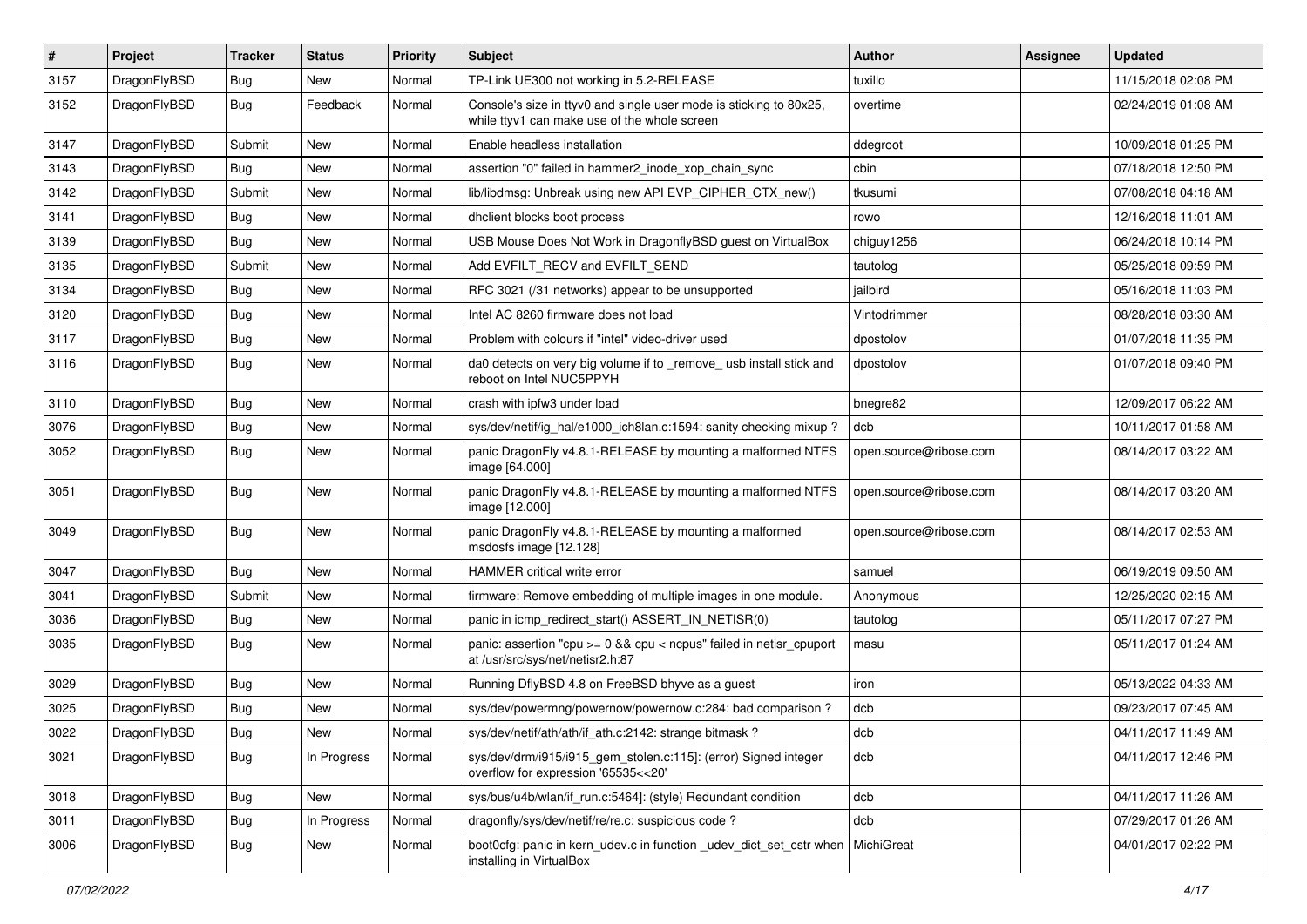| # | Project | Tracker | Status | Priority | Subject | Author | Assignee | Updated |
|---|---|---|---|---|---|---|---|---|
| 3157 | DragonFlyBSD | Bug | New | Normal | TP-Link UE300 not working in 5.2-RELEASE | tuxillo | | 11/15/2018 02:08 PM |
| 3152 | DragonFlyBSD | Bug | Feedback | Normal | Console's size in ttyv0 and single user mode is sticking to 80x25, while ttyv1 can make use of the whole screen | overtime | | 02/24/2019 01:08 AM |
| 3147 | DragonFlyBSD | Submit | New | Normal | Enable headless installation | ddegroot | | 10/09/2018 01:25 PM |
| 3143 | DragonFlyBSD | Bug | New | Normal | assertion "0" failed in hammer2_inode_xop_chain_sync | cbin | | 07/18/2018 12:50 PM |
| 3142 | DragonFlyBSD | Submit | New | Normal | lib/libdmsg: Unbreak using new API EVP_CIPHER_CTX_new() | tkusumi | | 07/08/2018 04:18 AM |
| 3141 | DragonFlyBSD | Bug | New | Normal | dhclient blocks boot process | rowo | | 12/16/2018 11:01 AM |
| 3139 | DragonFlyBSD | Bug | New | Normal | USB Mouse Does Not Work in DragonflyBSD guest on VirtualBox | chiguy1256 | | 06/24/2018 10:14 PM |
| 3135 | DragonFlyBSD | Submit | New | Normal | Add EVFILT_RECV and EVFILT_SEND | tautolog | | 05/25/2018 09:59 PM |
| 3134 | DragonFlyBSD | Bug | New | Normal | RFC 3021 (/31 networks) appear to be unsupported | jailbird | | 05/16/2018 11:03 PM |
| 3120 | DragonFlyBSD | Bug | New | Normal | Intel AC 8260 firmware does not load | Vintodrimmer | | 08/28/2018 03:30 AM |
| 3117 | DragonFlyBSD | Bug | New | Normal | Problem with colours if "intel" video-driver used | dpostolov | | 01/07/2018 11:35 PM |
| 3116 | DragonFlyBSD | Bug | New | Normal | da0 detects on very big volume if to _remove_ usb install stick and reboot on Intel NUC5PPYH | dpostolov | | 01/07/2018 09:40 PM |
| 3110 | DragonFlyBSD | Bug | New | Normal | crash with ipfw3 under load | bnegre82 | | 12/09/2017 06:22 AM |
| 3076 | DragonFlyBSD | Bug | New | Normal | sys/dev/netif/ig_hal/e1000_ich8lan.c:1594: sanity checking mixup ? | dcb | | 10/11/2017 01:58 AM |
| 3052 | DragonFlyBSD | Bug | New | Normal | panic DragonFly v4.8.1-RELEASE by mounting a malformed NTFS image [64.000] | open.source@ribose.com | | 08/14/2017 03:22 AM |
| 3051 | DragonFlyBSD | Bug | New | Normal | panic DragonFly v4.8.1-RELEASE by mounting a malformed NTFS image [12.000] | open.source@ribose.com | | 08/14/2017 03:20 AM |
| 3049 | DragonFlyBSD | Bug | New | Normal | panic DragonFly v4.8.1-RELEASE by mounting a malformed msdosfs image [12.128] | open.source@ribose.com | | 08/14/2017 02:53 AM |
| 3047 | DragonFlyBSD | Bug | New | Normal | HAMMER critical write error | samuel | | 06/19/2019 09:50 AM |
| 3041 | DragonFlyBSD | Submit | New | Normal | firmware: Remove embedding of multiple images in one module. | Anonymous | | 12/25/2020 02:15 AM |
| 3036 | DragonFlyBSD | Bug | New | Normal | panic in icmp_redirect_start() ASSERT_IN_NETISR(0) | tautolog | | 05/11/2017 07:27 PM |
| 3035 | DragonFlyBSD | Bug | New | Normal | panic: assertion "cpu >= 0 && cpu < ncpus" failed in netisr_cpuport at /usr/src/sys/net/netisr2.h:87 | masu | | 05/11/2017 01:24 AM |
| 3029 | DragonFlyBSD | Bug | New | Normal | Running DflyBSD 4.8 on FreeBSD bhyve as a guest | iron | | 05/13/2022 04:33 AM |
| 3025 | DragonFlyBSD | Bug | New | Normal | sys/dev/powermng/powernow/powernow.c:284: bad comparison ? | dcb | | 09/23/2017 07:45 AM |
| 3022 | DragonFlyBSD | Bug | New | Normal | sys/dev/netif/ath/ath/if_ath.c:2142: strange bitmask ? | dcb | | 04/11/2017 11:49 AM |
| 3021 | DragonFlyBSD | Bug | In Progress | Normal | sys/dev/drm/i915/i915_gem_stolen.c:115]: (error) Signed integer overflow for expression '65535<<20' | dcb | | 04/11/2017 12:46 PM |
| 3018 | DragonFlyBSD | Bug | New | Normal | sys/bus/u4b/wlan/if_run.c:5464]: (style) Redundant condition | dcb | | 04/11/2017 11:26 AM |
| 3011 | DragonFlyBSD | Bug | In Progress | Normal | dragonfly/sys/dev/netif/re/re.c: suspicious code ? | dcb | | 07/29/2017 01:26 AM |
| 3006 | DragonFlyBSD | Bug | New | Normal | boot0cfg: panic in kern_udev.c in function _udev_dict_set_cstr when installing in VirtualBox | MichiGreat | | 04/01/2017 02:22 PM |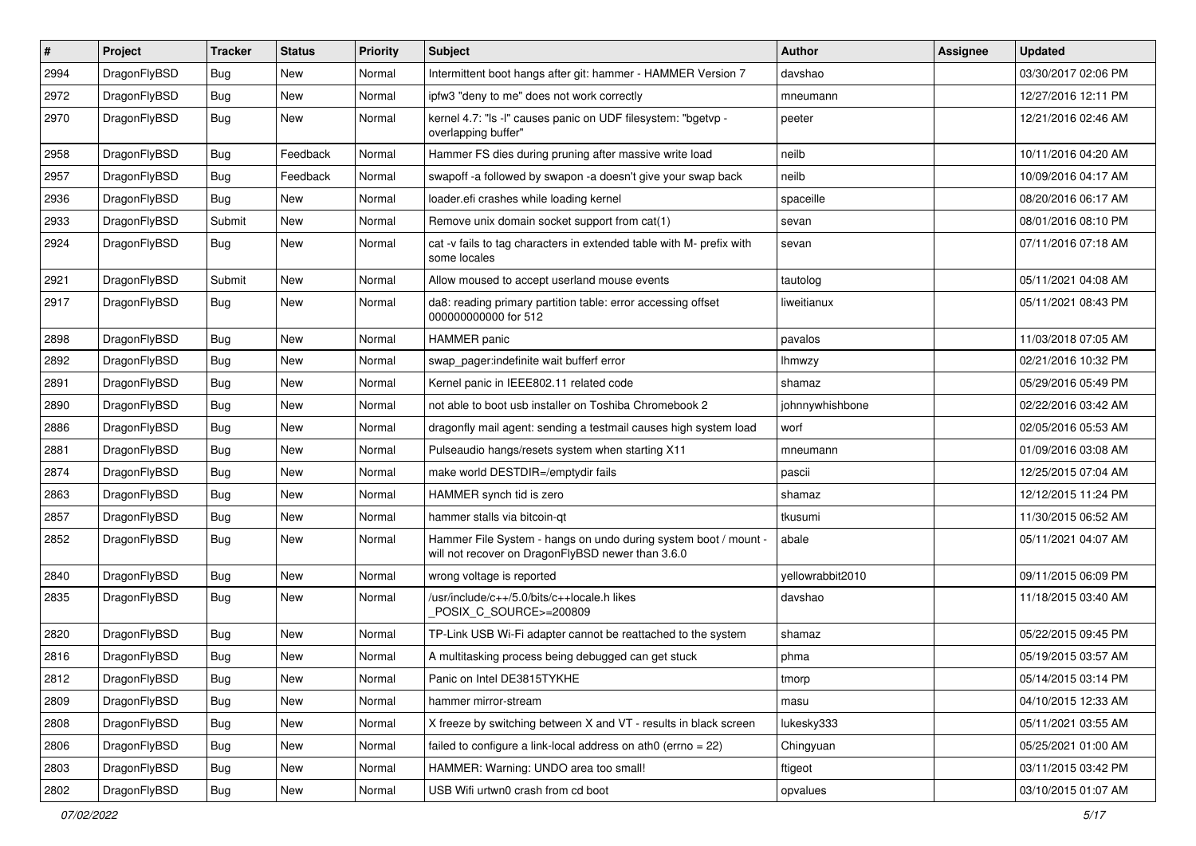| # | Project | Tracker | Status | Priority | Subject | Author | Assignee | Updated |
|---|---|---|---|---|---|---|---|---|
| 2994 | DragonFlyBSD | Bug | New | Normal | Intermittent boot hangs after git: hammer - HAMMER Version 7 | davshao | | 03/30/2017 02:06 PM |
| 2972 | DragonFlyBSD | Bug | New | Normal | ipfw3 "deny to me" does not work correctly | mneumann | | 12/27/2016 12:11 PM |
| 2970 | DragonFlyBSD | Bug | New | Normal | kernel 4.7: "ls -l" causes panic on UDF filesystem: "bgetvp - overlapping buffer" | peeter | | 12/21/2016 02:46 AM |
| 2958 | DragonFlyBSD | Bug | Feedback | Normal | Hammer FS dies during pruning after massive write load | neilb | | 10/11/2016 04:20 AM |
| 2957 | DragonFlyBSD | Bug | Feedback | Normal | swapoff -a followed by swapon -a doesn't give your swap back | neilb | | 10/09/2016 04:17 AM |
| 2936 | DragonFlyBSD | Bug | New | Normal | loader.efi crashes while loading kernel | spaceille | | 08/20/2016 06:17 AM |
| 2933 | DragonFlyBSD | Submit | New | Normal | Remove unix domain socket support from cat(1) | sevan | | 08/01/2016 08:10 PM |
| 2924 | DragonFlyBSD | Bug | New | Normal | cat -v fails to tag characters in extended table with M- prefix with some locales | sevan | | 07/11/2016 07:18 AM |
| 2921 | DragonFlyBSD | Submit | New | Normal | Allow moused to accept userland mouse events | tautolog | | 05/11/2021 04:08 AM |
| 2917 | DragonFlyBSD | Bug | New | Normal | da8: reading primary partition table: error accessing offset 000000000000 for 512 | liweitianux | | 05/11/2021 08:43 PM |
| 2898 | DragonFlyBSD | Bug | New | Normal | HAMMER panic | pavalos | | 11/03/2018 07:05 AM |
| 2892 | DragonFlyBSD | Bug | New | Normal | swap_pager:indefinite wait bufferf error | lhmwzy | | 02/21/2016 10:32 PM |
| 2891 | DragonFlyBSD | Bug | New | Normal | Kernel panic in IEEE802.11 related code | shamaz | | 05/29/2016 05:49 PM |
| 2890 | DragonFlyBSD | Bug | New | Normal | not able to boot usb installer on Toshiba Chromebook 2 | johnnywhishbone | | 02/22/2016 03:42 AM |
| 2886 | DragonFlyBSD | Bug | New | Normal | dragonfly mail agent: sending a testmail causes high system load | worf | | 02/05/2016 05:53 AM |
| 2881 | DragonFlyBSD | Bug | New | Normal | Pulseaudio hangs/resets system when starting X11 | mneumann | | 01/09/2016 03:08 AM |
| 2874 | DragonFlyBSD | Bug | New | Normal | make world DESTDIR=/emptydir fails | pascii | | 12/25/2015 07:04 AM |
| 2863 | DragonFlyBSD | Bug | New | Normal | HAMMER synch tid is zero | shamaz | | 12/12/2015 11:24 PM |
| 2857 | DragonFlyBSD | Bug | New | Normal | hammer stalls via bitcoin-qt | tkusumi | | 11/30/2015 06:52 AM |
| 2852 | DragonFlyBSD | Bug | New | Normal | Hammer File System - hangs on undo during system boot / mount - will not recover on DragonFlyBSD newer than 3.6.0 | abale | | 05/11/2021 04:07 AM |
| 2840 | DragonFlyBSD | Bug | New | Normal | wrong voltage is reported | yellowrabbit2010 | | 09/11/2015 06:09 PM |
| 2835 | DragonFlyBSD | Bug | New | Normal | /usr/include/c++/5.0/bits/c++locale.h likes _POSIX_C_SOURCE>=200809 | davshao | | 11/18/2015 03:40 AM |
| 2820 | DragonFlyBSD | Bug | New | Normal | TP-Link USB Wi-Fi adapter cannot be reattached to the system | shamaz | | 05/22/2015 09:45 PM |
| 2816 | DragonFlyBSD | Bug | New | Normal | A multitasking process being debugged can get stuck | phma | | 05/19/2015 03:57 AM |
| 2812 | DragonFlyBSD | Bug | New | Normal | Panic on Intel DE3815TYKHE | tmorp | | 05/14/2015 03:14 PM |
| 2809 | DragonFlyBSD | Bug | New | Normal | hammer mirror-stream | masu | | 04/10/2015 12:33 AM |
| 2808 | DragonFlyBSD | Bug | New | Normal | X freeze by switching between X and VT - results in black screen | lukesky333 | | 05/11/2021 03:55 AM |
| 2806 | DragonFlyBSD | Bug | New | Normal | failed to configure a link-local address on ath0 (errno = 22) | Chingyuan | | 05/25/2021 01:00 AM |
| 2803 | DragonFlyBSD | Bug | New | Normal | HAMMER: Warning: UNDO area too small! | ftigeot | | 03/11/2015 03:42 PM |
| 2802 | DragonFlyBSD | Bug | New | Normal | USB Wifi urtwn0 crash from cd boot | opvalues | | 03/10/2015 01:07 AM |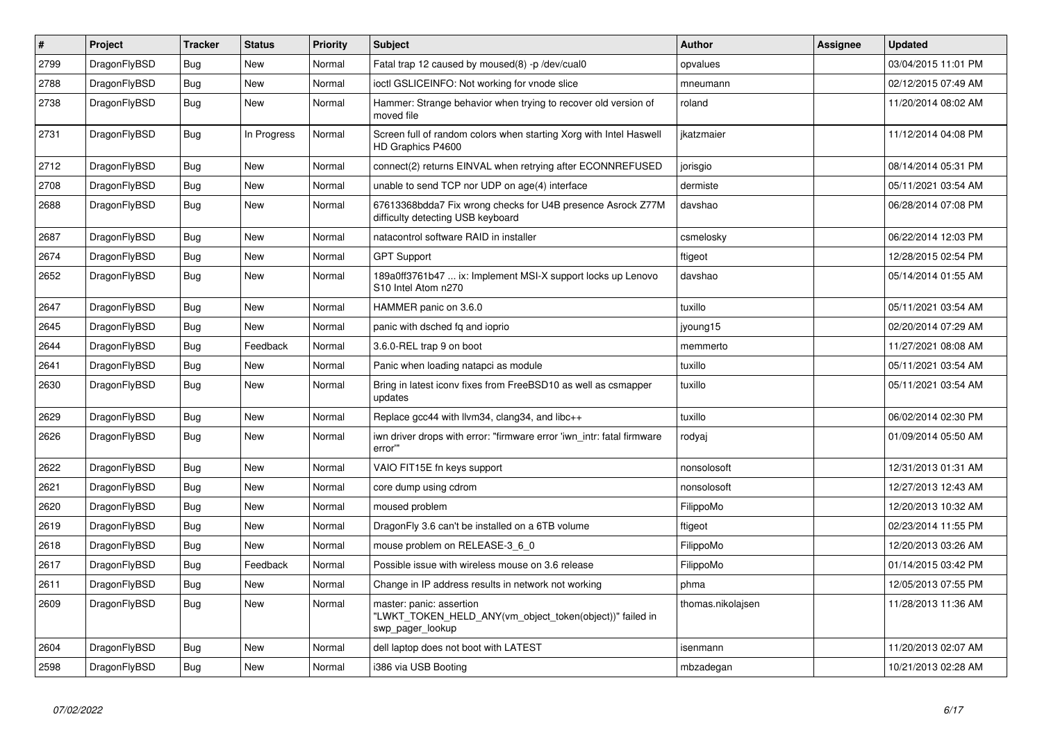| # | Project | Tracker | Status | Priority | Subject | Author | Assignee | Updated |
| --- | --- | --- | --- | --- | --- | --- | --- | --- |
| 2799 | DragonFlyBSD | Bug | New | Normal | Fatal trap 12 caused by moused(8) -p /dev/cual0 | opvalues | | 03/04/2015 11:01 PM |
| 2788 | DragonFlyBSD | Bug | New | Normal | ioctl GSLICEINFO: Not working for vnode slice | mneumann | | 02/12/2015 07:49 AM |
| 2738 | DragonFlyBSD | Bug | New | Normal | Hammer: Strange behavior when trying to recover old version of moved file | roland | | 11/20/2014 08:02 AM |
| 2731 | DragonFlyBSD | Bug | In Progress | Normal | Screen full of random colors when starting Xorg with Intel Haswell HD Graphics P4600 | jkatzmaier | | 11/12/2014 04:08 PM |
| 2712 | DragonFlyBSD | Bug | New | Normal | connect(2) returns EINVAL when retrying after ECONNREFUSED | jorisgio | | 08/14/2014 05:31 PM |
| 2708 | DragonFlyBSD | Bug | New | Normal | unable to send TCP nor UDP on age(4) interface | dermiste | | 05/11/2021 03:54 AM |
| 2688 | DragonFlyBSD | Bug | New | Normal | 67613368bdda7 Fix wrong checks for U4B presence Asrock Z77M difficulty detecting USB keyboard | davshao | | 06/28/2014 07:08 PM |
| 2687 | DragonFlyBSD | Bug | New | Normal | natacontrol software RAID in installer | csmelosky | | 06/22/2014 12:03 PM |
| 2674 | DragonFlyBSD | Bug | New | Normal | GPT Support | ftigeot | | 12/28/2015 02:54 PM |
| 2652 | DragonFlyBSD | Bug | New | Normal | 189a0ff3761b47 ... ix: Implement MSI-X support locks up Lenovo S10 Intel Atom n270 | davshao | | 05/14/2014 01:55 AM |
| 2647 | DragonFlyBSD | Bug | New | Normal | HAMMER panic on 3.6.0 | tuxillo | | 05/11/2021 03:54 AM |
| 2645 | DragonFlyBSD | Bug | New | Normal | panic with dsched fq and ioprio | jyoung15 | | 02/20/2014 07:29 AM |
| 2644 | DragonFlyBSD | Bug | Feedback | Normal | 3.6.0-REL trap 9 on boot | memmerto | | 11/27/2021 08:08 AM |
| 2641 | DragonFlyBSD | Bug | New | Normal | Panic when loading natapci as module | tuxillo | | 05/11/2021 03:54 AM |
| 2630 | DragonFlyBSD | Bug | New | Normal | Bring in latest iconv fixes from FreeBSD10 as well as csmapper updates | tuxillo | | 05/11/2021 03:54 AM |
| 2629 | DragonFlyBSD | Bug | New | Normal | Replace gcc44 with llvm34, clang34, and libc++ | tuxillo | | 06/02/2014 02:30 PM |
| 2626 | DragonFlyBSD | Bug | New | Normal | iwn driver drops with error: "firmware error 'iwn_intr: fatal firmware error'" | rodyaj | | 01/09/2014 05:50 AM |
| 2622 | DragonFlyBSD | Bug | New | Normal | VAIO FIT15E fn keys support | nonsolosoft | | 12/31/2013 01:31 AM |
| 2621 | DragonFlyBSD | Bug | New | Normal | core dump using cdrom | nonsolosoft | | 12/27/2013 12:43 AM |
| 2620 | DragonFlyBSD | Bug | New | Normal | moused problem | FilippoMo | | 12/20/2013 10:32 AM |
| 2619 | DragonFlyBSD | Bug | New | Normal | DragonFly 3.6 can't be installed on a 6TB volume | ftigeot | | 02/23/2014 11:55 PM |
| 2618 | DragonFlyBSD | Bug | New | Normal | mouse problem on RELEASE-3_6_0 | FilippoMo | | 12/20/2013 03:26 AM |
| 2617 | DragonFlyBSD | Bug | Feedback | Normal | Possible issue with wireless mouse on 3.6 release | FilippoMo | | 01/14/2015 03:42 PM |
| 2611 | DragonFlyBSD | Bug | New | Normal | Change in IP address results in network not working | phma | | 12/05/2013 07:55 PM |
| 2609 | DragonFlyBSD | Bug | New | Normal | master: panic: assertion "LWKT_TOKEN_HELD_ANY(vm_object_token(object))" failed in swp_pager_lookup | thomas.nikolajsen | | 11/28/2013 11:36 AM |
| 2604 | DragonFlyBSD | Bug | New | Normal | dell laptop does not boot with LATEST | isenmann | | 11/20/2013 02:07 AM |
| 2598 | DragonFlyBSD | Bug | New | Normal | i386 via USB Booting | mbzadegan | | 10/21/2013 02:28 AM |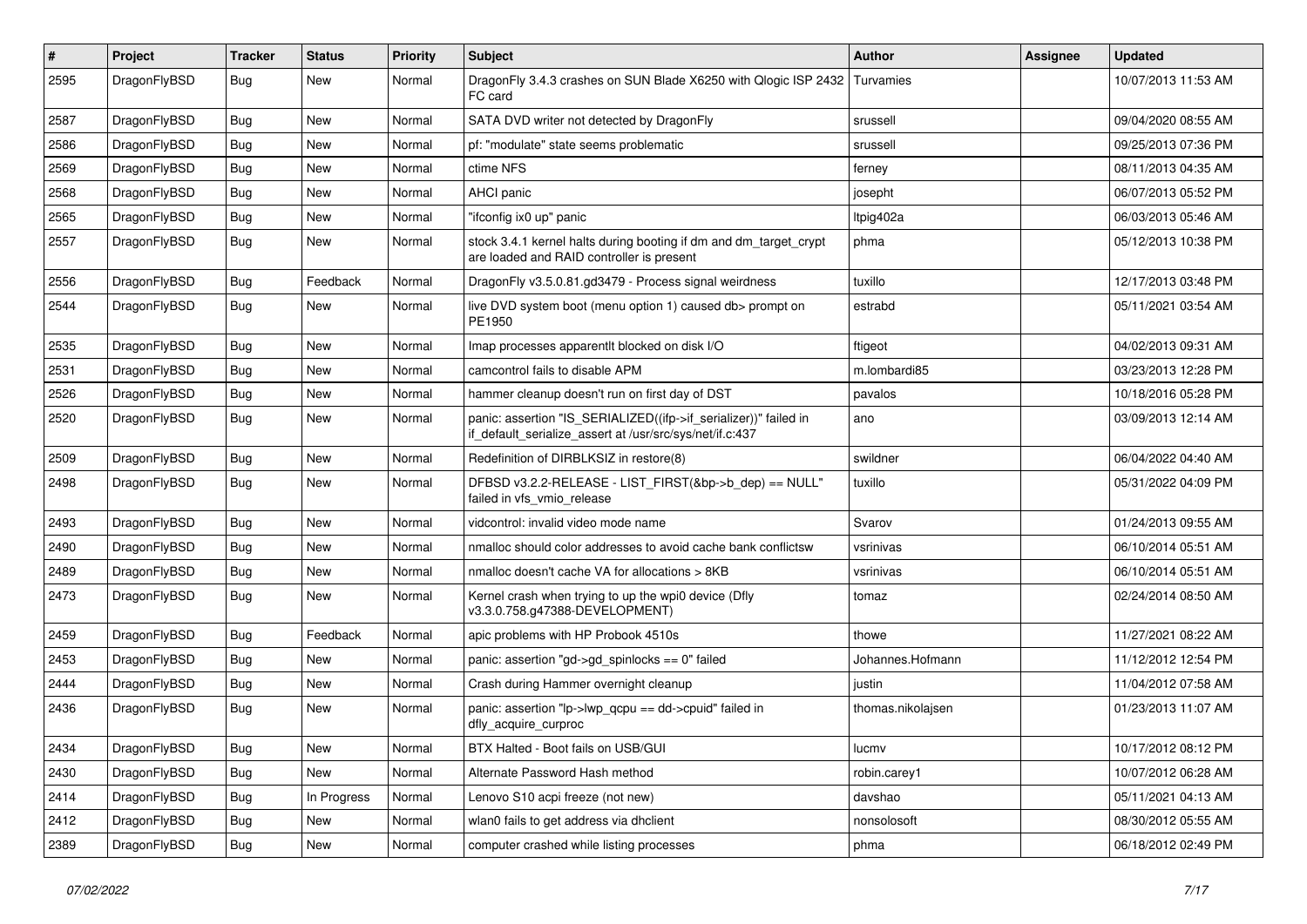| # | Project | Tracker | Status | Priority | Subject | Author | Assignee | Updated |
|---|---|---|---|---|---|---|---|---|
| 2595 | DragonFlyBSD | Bug | New | Normal | DragonFly 3.4.3 crashes on SUN Blade X6250 with Qlogic ISP 2432 FC card | Turvamies | | 10/07/2013 11:53 AM |
| 2587 | DragonFlyBSD | Bug | New | Normal | SATA DVD writer not detected by DragonFly | srussell | | 09/04/2020 08:55 AM |
| 2586 | DragonFlyBSD | Bug | New | Normal | pf: "modulate" state seems problematic | srussell | | 09/25/2013 07:36 PM |
| 2569 | DragonFlyBSD | Bug | New | Normal | ctime NFS | ferney | | 08/11/2013 04:35 AM |
| 2568 | DragonFlyBSD | Bug | New | Normal | AHCI panic | josepht | | 06/07/2013 05:52 PM |
| 2565 | DragonFlyBSD | Bug | New | Normal | "ifconfig ix0 up" panic | ltpig402a | | 06/03/2013 05:46 AM |
| 2557 | DragonFlyBSD | Bug | New | Normal | stock 3.4.1 kernel halts during booting if dm and dm_target_crypt are loaded and RAID controller is present | phma | | 05/12/2013 10:38 PM |
| 2556 | DragonFlyBSD | Bug | Feedback | Normal | DragonFly v3.5.0.81.gd3479 - Process signal weirdness | tuxillo | | 12/17/2013 03:48 PM |
| 2544 | DragonFlyBSD | Bug | New | Normal | live DVD system boot (menu option 1) caused db> prompt on PE1950 | estrabd | | 05/11/2021 03:54 AM |
| 2535 | DragonFlyBSD | Bug | New | Normal | Imap processes apparentlt blocked on disk I/O | ftigeot | | 04/02/2013 09:31 AM |
| 2531 | DragonFlyBSD | Bug | New | Normal | camcontrol fails to disable APM | m.lombardi85 | | 03/23/2013 12:28 PM |
| 2526 | DragonFlyBSD | Bug | New | Normal | hammer cleanup doesn't run on first day of DST | pavalos | | 10/18/2016 05:28 PM |
| 2520 | DragonFlyBSD | Bug | New | Normal | panic: assertion "IS_SERIALIZED((ifp->if_serializer))" failed in if_default_serialize_assert at /usr/src/sys/net/if.c:437 | ano | | 03/09/2013 12:14 AM |
| 2509 | DragonFlyBSD | Bug | New | Normal | Redefinition of DIRBLKSIZ in restore(8) | swildner | | 06/04/2022 04:40 AM |
| 2498 | DragonFlyBSD | Bug | New | Normal | DFBSD v3.2.2-RELEASE - LIST_FIRST(&bp->b_dep) == NULL" failed in vfs_vmio_release | tuxillo | | 05/31/2022 04:09 PM |
| 2493 | DragonFlyBSD | Bug | New | Normal | vidcontrol: invalid video mode name | Svarov | | 01/24/2013 09:55 AM |
| 2490 | DragonFlyBSD | Bug | New | Normal | nmalloc should color addresses to avoid cache bank conflictsw | vsrinivas | | 06/10/2014 05:51 AM |
| 2489 | DragonFlyBSD | Bug | New | Normal | nmalloc doesn't cache VA for allocations > 8KB | vsrinivas | | 06/10/2014 05:51 AM |
| 2473 | DragonFlyBSD | Bug | New | Normal | Kernel crash when trying to up the wpi0 device (Dfly v3.3.0.758.g47388-DEVELOPMENT) | tomaz | | 02/24/2014 08:50 AM |
| 2459 | DragonFlyBSD | Bug | Feedback | Normal | apic problems with HP Probook 4510s | thowe | | 11/27/2021 08:22 AM |
| 2453 | DragonFlyBSD | Bug | New | Normal | panic: assertion "gd->gd_spinlocks == 0" failed | Johannes.Hofmann | | 11/12/2012 12:54 PM |
| 2444 | DragonFlyBSD | Bug | New | Normal | Crash during Hammer overnight cleanup | justin | | 11/04/2012 07:58 AM |
| 2436 | DragonFlyBSD | Bug | New | Normal | panic: assertion "lp->lwp_qcpu == dd->cpuid" failed in dfly_acquire_curproc | thomas.nikolajsen | | 01/23/2013 11:07 AM |
| 2434 | DragonFlyBSD | Bug | New | Normal | BTX Halted - Boot fails on USB/GUI | lucmv | | 10/17/2012 08:12 PM |
| 2430 | DragonFlyBSD | Bug | New | Normal | Alternate Password Hash method | robin.carey1 | | 10/07/2012 06:28 AM |
| 2414 | DragonFlyBSD | Bug | In Progress | Normal | Lenovo S10 acpi freeze (not new) | davshao | | 05/11/2021 04:13 AM |
| 2412 | DragonFlyBSD | Bug | New | Normal | wlan0 fails to get address via dhclient | nonsolosoft | | 08/30/2012 05:55 AM |
| 2389 | DragonFlyBSD | Bug | New | Normal | computer crashed while listing processes | phma | | 06/18/2012 02:49 PM |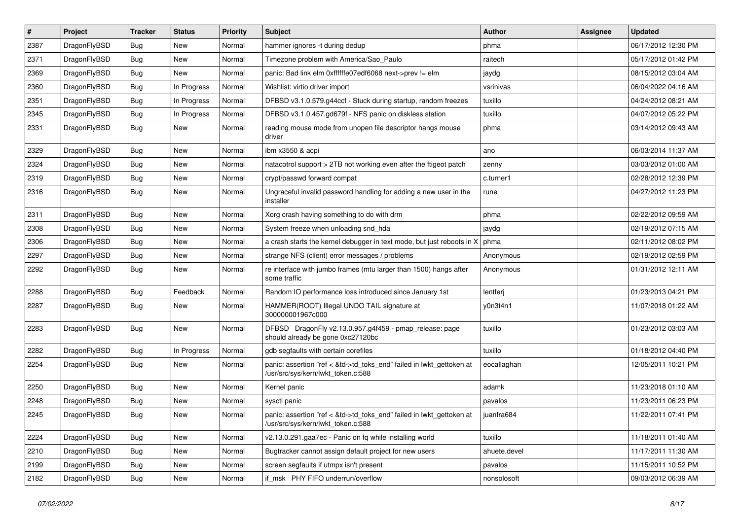| # | Project | Tracker | Status | Priority | Subject | Author | Assignee | Updated |
|---|---|---|---|---|---|---|---|---|
| 2387 | DragonFlyBSD | Bug | New | Normal | hammer ignores -t during dedup | phma | | 06/17/2012 12:30 PM |
| 2371 | DragonFlyBSD | Bug | New | Normal | Timezone problem with America/Sao_Paulo | raitech | | 05/17/2012 01:42 PM |
| 2369 | DragonFlyBSD | Bug | New | Normal | panic: Bad link elm 0xffffffe07edf6068 next->prev != elm | jaydg | | 08/15/2012 03:04 AM |
| 2360 | DragonFlyBSD | Bug | In Progress | Normal | Wishlist: virtio driver import | vsrinivas | | 06/04/2022 04:16 AM |
| 2351 | DragonFlyBSD | Bug | In Progress | Normal | DFBSD v3.1.0.579.g44ccf - Stuck during startup, random freezes | tuxillo | | 04/24/2012 08:21 AM |
| 2345 | DragonFlyBSD | Bug | In Progress | Normal | DFBSD v3.1.0.457.gd679f - NFS panic on diskless station | tuxillo | | 04/07/2012 05:22 PM |
| 2331 | DragonFlyBSD | Bug | New | Normal | reading mouse mode from unopen file descriptor hangs mouse driver | phma | | 03/14/2012 09:43 AM |
| 2329 | DragonFlyBSD | Bug | New | Normal | ibm x3550 & acpi | ano | | 06/03/2014 11:37 AM |
| 2324 | DragonFlyBSD | Bug | New | Normal | natacotrol support > 2TB not working even after the ftigeot patch | zenny | | 03/03/2012 01:00 AM |
| 2319 | DragonFlyBSD | Bug | New | Normal | crypt/passwd forward compat | c.turner1 | | 02/28/2012 12:39 PM |
| 2316 | DragonFlyBSD | Bug | New | Normal | Ungraceful invalid password handling for adding a new user in the installer | rune | | 04/27/2012 11:23 PM |
| 2311 | DragonFlyBSD | Bug | New | Normal | Xorg crash having something to do with drm | phma | | 02/22/2012 09:59 AM |
| 2308 | DragonFlyBSD | Bug | New | Normal | System freeze when unloading snd_hda | jaydg | | 02/19/2012 07:15 AM |
| 2306 | DragonFlyBSD | Bug | New | Normal | a crash starts the kernel debugger in text mode, but just reboots in X | phma | | 02/11/2012 08:02 PM |
| 2297 | DragonFlyBSD | Bug | New | Normal | strange NFS (client) error messages / problems | Anonymous | | 02/19/2012 02:59 PM |
| 2292 | DragonFlyBSD | Bug | New | Normal | re interface with jumbo frames (mtu larger than 1500) hangs after some traffic | Anonymous | | 01/31/2012 12:11 AM |
| 2288 | DragonFlyBSD | Bug | Feedback | Normal | Random IO performance loss introduced since January 1st | lentferj | | 01/23/2013 04:21 PM |
| 2287 | DragonFlyBSD | Bug | New | Normal | HAMMER(ROOT) Illegal UNDO TAIL signature at 300000001967c000 | y0n3t4n1 | | 11/07/2018 01:22 AM |
| 2283 | DragonFlyBSD | Bug | New | Normal | DFBSD DragonFly v2.13.0.957.g4f459 - pmap_release: page should already be gone 0xc27120bc | tuxillo | | 01/23/2012 03:03 AM |
| 2282 | DragonFlyBSD | Bug | In Progress | Normal | gdb segfaults with certain corefiles | tuxillo | | 01/18/2012 04:40 PM |
| 2254 | DragonFlyBSD | Bug | New | Normal | panic: assertion "ref < &td->td_toks_end" failed in lwkt_gettoken at /usr/src/sys/kern/lwkt_token.c:588 | eocallaghan | | 12/05/2011 10:21 PM |
| 2250 | DragonFlyBSD | Bug | New | Normal | Kernel panic | adamk | | 11/23/2018 01:10 AM |
| 2248 | DragonFlyBSD | Bug | New | Normal | sysctl panic | pavalos | | 11/23/2011 06:23 PM |
| 2245 | DragonFlyBSD | Bug | New | Normal | panic: assertion "ref < &td->td_toks_end" failed in lwkt_gettoken at /usr/src/sys/kern/lwkt_token.c:588 | juanfra684 | | 11/22/2011 07:41 PM |
| 2224 | DragonFlyBSD | Bug | New | Normal | v2.13.0.291.gaa7ec - Panic on fq while installing world | tuxillo | | 11/18/2011 01:40 AM |
| 2210 | DragonFlyBSD | Bug | New | Normal | Bugtracker cannot assign default project for new users | ahuete.devel | | 11/17/2011 11:30 AM |
| 2199 | DragonFlyBSD | Bug | New | Normal | screen segfaults if utmpx isn't present | pavalos | | 11/15/2011 10:52 PM |
| 2182 | DragonFlyBSD | Bug | New | Normal | if_msk PHY FIFO underrun/overflow | nonsolosoft | | 09/03/2012 06:39 AM |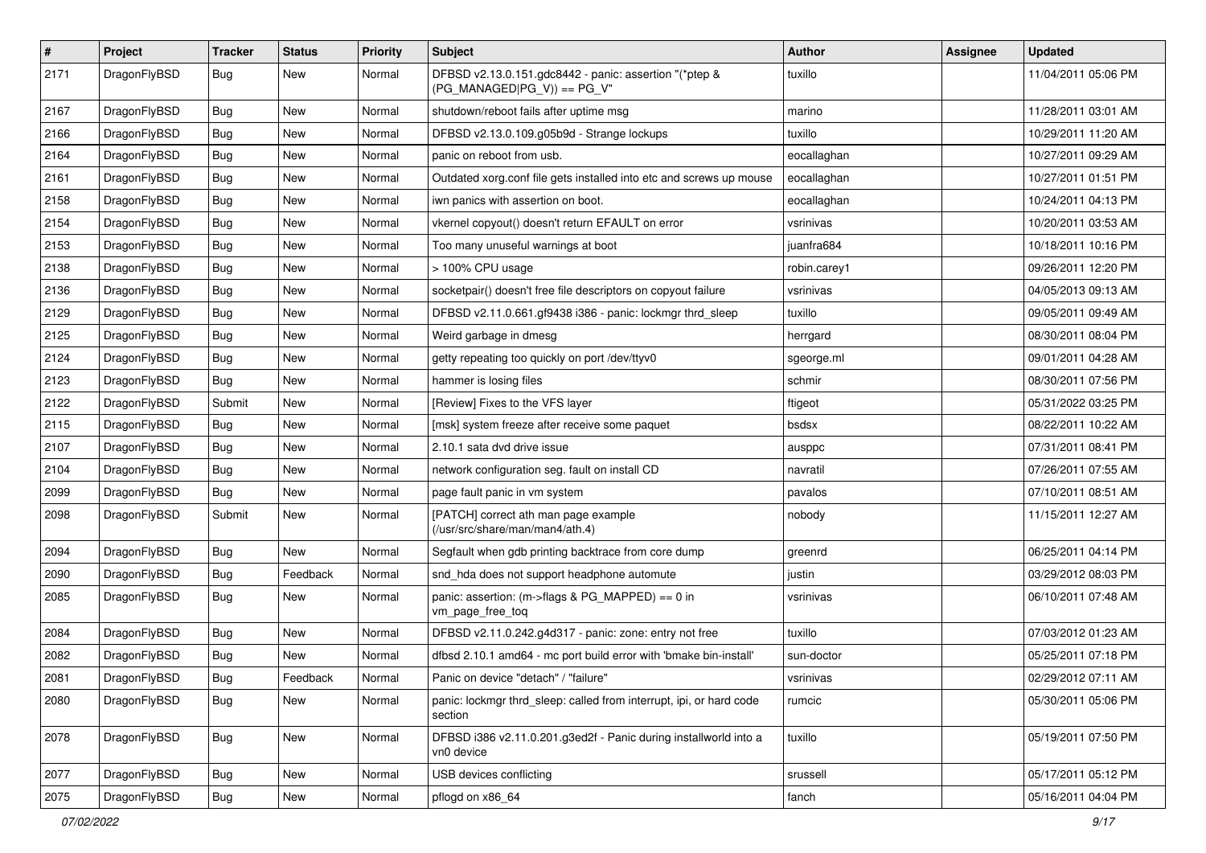| # | Project | Tracker | Status | Priority | Subject | Author | Assignee | Updated |
|---|---|---|---|---|---|---|---|---|
| 2171 | DragonFlyBSD | Bug | New | Normal | DFBSD v2.13.0.151.gdc8442 - panic: assertion "(*ptep & (PG_MANAGED\|PG_V)) == PG_V" | tuxillo | | 11/04/2011 05:06 PM |
| 2167 | DragonFlyBSD | Bug | New | Normal | shutdown/reboot fails after uptime msg | marino | | 11/28/2011 03:01 AM |
| 2166 | DragonFlyBSD | Bug | New | Normal | DFBSD v2.13.0.109.g05b9d - Strange lockups | tuxillo | | 10/29/2011 11:20 AM |
| 2164 | DragonFlyBSD | Bug | New | Normal | panic on reboot from usb. | eocallaghan | | 10/27/2011 09:29 AM |
| 2161 | DragonFlyBSD | Bug | New | Normal | Outdated xorg.conf file gets installed into etc and screws up mouse | eocallaghan | | 10/27/2011 01:51 PM |
| 2158 | DragonFlyBSD | Bug | New | Normal | iwn panics with assertion on boot. | eocallaghan | | 10/24/2011 04:13 PM |
| 2154 | DragonFlyBSD | Bug | New | Normal | vkernel copyout() doesn't return EFAULT on error | vsrinivas | | 10/20/2011 03:53 AM |
| 2153 | DragonFlyBSD | Bug | New | Normal | Too many unuseful warnings at boot | juanfra684 | | 10/18/2011 10:16 PM |
| 2138 | DragonFlyBSD | Bug | New | Normal | > 100% CPU usage | robin.carey1 | | 09/26/2011 12:20 PM |
| 2136 | DragonFlyBSD | Bug | New | Normal | socketpair() doesn't free file descriptors on copyout failure | vsrinivas | | 04/05/2013 09:13 AM |
| 2129 | DragonFlyBSD | Bug | New | Normal | DFBSD v2.11.0.661.gf9438 i386 - panic: lockmgr thrd_sleep | tuxillo | | 09/05/2011 09:49 AM |
| 2125 | DragonFlyBSD | Bug | New | Normal | Weird garbage in dmesg | herrgard | | 08/30/2011 08:04 PM |
| 2124 | DragonFlyBSD | Bug | New | Normal | getty repeating too quickly on port /dev/ttyv0 | sgeorge.ml | | 09/01/2011 04:28 AM |
| 2123 | DragonFlyBSD | Bug | New | Normal | hammer is losing files | schmir | | 08/30/2011 07:56 PM |
| 2122 | DragonFlyBSD | Submit | New | Normal | [Review] Fixes to the VFS layer | ftigeot | | 05/31/2022 03:25 PM |
| 2115 | DragonFlyBSD | Bug | New | Normal | [msk] system freeze after receive some paquet | bsdsx | | 08/22/2011 10:22 AM |
| 2107 | DragonFlyBSD | Bug | New | Normal | 2.10.1 sata dvd drive issue | ausppc | | 07/31/2011 08:41 PM |
| 2104 | DragonFlyBSD | Bug | New | Normal | network configuration seg. fault on install CD | navratil | | 07/26/2011 07:55 AM |
| 2099 | DragonFlyBSD | Bug | New | Normal | page fault panic in vm system | pavalos | | 07/10/2011 08:51 AM |
| 2098 | DragonFlyBSD | Submit | New | Normal | [PATCH] correct ath man page example (/usr/src/share/man/man4/ath.4) | nobody | | 11/15/2011 12:27 AM |
| 2094 | DragonFlyBSD | Bug | New | Normal | Segfault when gdb printing backtrace from core dump | greenrd | | 06/25/2011 04:14 PM |
| 2090 | DragonFlyBSD | Bug | Feedback | Normal | snd_hda does not support headphone automute | justin | | 03/29/2012 08:03 PM |
| 2085 | DragonFlyBSD | Bug | New | Normal | panic: assertion: (m->flags & PG_MAPPED) == 0 in vm_page_free_toq | vsrinivas | | 06/10/2011 07:48 AM |
| 2084 | DragonFlyBSD | Bug | New | Normal | DFBSD v2.11.0.242.g4d317 - panic: zone: entry not free | tuxillo | | 07/03/2012 01:23 AM |
| 2082 | DragonFlyBSD | Bug | New | Normal | dfbsd 2.10.1 amd64 - mc port build error with 'bmake bin-install' | sun-doctor | | 05/25/2011 07:18 PM |
| 2081 | DragonFlyBSD | Bug | Feedback | Normal | Panic on device "detach" / "failure" | vsrinivas | | 02/29/2012 07:11 AM |
| 2080 | DragonFlyBSD | Bug | New | Normal | panic: lockmgr thrd_sleep: called from interrupt, ipi, or hard code section | rumcic | | 05/30/2011 05:06 PM |
| 2078 | DragonFlyBSD | Bug | New | Normal | DFBSD i386 v2.11.0.201.g3ed2f - Panic during installworld into a vn0 device | tuxillo | | 05/19/2011 07:50 PM |
| 2077 | DragonFlyBSD | Bug | New | Normal | USB devices conflicting | srussell | | 05/17/2011 05:12 PM |
| 2075 | DragonFlyBSD | Bug | New | Normal | pflogd on x86_64 | fanch | | 05/16/2011 04:04 PM |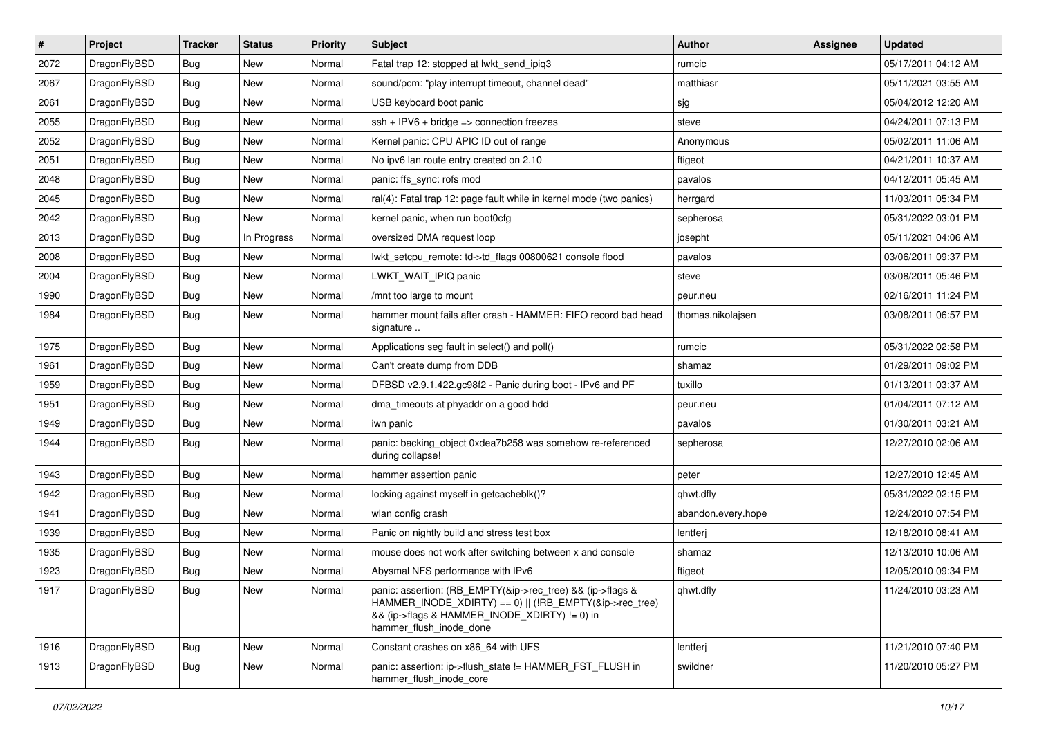| # | Project | Tracker | Status | Priority | Subject | Author | Assignee | Updated |
|---|---|---|---|---|---|---|---|---|
| 2072 | DragonFlyBSD | Bug | New | Normal | Fatal trap 12: stopped at lwkt_send_ipiq3 | rumcic | | 05/17/2011 04:12 AM |
| 2067 | DragonFlyBSD | Bug | New | Normal | sound/pcm: "play interrupt timeout, channel dead" | matthiasr | | 05/11/2021 03:55 AM |
| 2061 | DragonFlyBSD | Bug | New | Normal | USB keyboard boot panic | sjg | | 05/04/2012 12:20 AM |
| 2055 | DragonFlyBSD | Bug | New | Normal | ssh + IPV6 + bridge => connection freezes | steve | | 04/24/2011 07:13 PM |
| 2052 | DragonFlyBSD | Bug | New | Normal | Kernel panic: CPU APIC ID out of range | Anonymous | | 05/02/2011 11:06 AM |
| 2051 | DragonFlyBSD | Bug | New | Normal | No ipv6 lan route entry created on 2.10 | ftigeot | | 04/21/2011 10:37 AM |
| 2048 | DragonFlyBSD | Bug | New | Normal | panic: ffs_sync: rofs mod | pavalos | | 04/12/2011 05:45 AM |
| 2045 | DragonFlyBSD | Bug | New | Normal | ral(4): Fatal trap 12: page fault while in kernel mode (two panics) | herrgard | | 11/03/2011 05:34 PM |
| 2042 | DragonFlyBSD | Bug | New | Normal | kernel panic, when run boot0cfg | sepherosa | | 05/31/2022 03:01 PM |
| 2013 | DragonFlyBSD | Bug | In Progress | Normal | oversized DMA request loop | josepht | | 05/11/2021 04:06 AM |
| 2008 | DragonFlyBSD | Bug | New | Normal | lwkt_setcpu_remote: td->td_flags 00800621 console flood | pavalos | | 03/06/2011 09:37 PM |
| 2004 | DragonFlyBSD | Bug | New | Normal | LWKT_WAIT_IPIQ panic | steve | | 03/08/2011 05:46 PM |
| 1990 | DragonFlyBSD | Bug | New | Normal | /mnt too large to mount | peur.neu | | 02/16/2011 11:24 PM |
| 1984 | DragonFlyBSD | Bug | New | Normal | hammer mount fails after crash - HAMMER: FIFO record bad head signature .. | thomas.nikolajsen | | 03/08/2011 06:57 PM |
| 1975 | DragonFlyBSD | Bug | New | Normal | Applications seg fault in select() and poll() | rumcic | | 05/31/2022 02:58 PM |
| 1961 | DragonFlyBSD | Bug | New | Normal | Can't create dump from DDB | shamaz | | 01/29/2011 09:02 PM |
| 1959 | DragonFlyBSD | Bug | New | Normal | DFBSD v2.9.1.422.gc98f2 - Panic during boot - IPv6 and PF | tuxillo | | 01/13/2011 03:37 AM |
| 1951 | DragonFlyBSD | Bug | New | Normal | dma_timeouts at phyaddr on a good hdd | peur.neu | | 01/04/2011 07:12 AM |
| 1949 | DragonFlyBSD | Bug | New | Normal | iwn panic | pavalos | | 01/30/2011 03:21 AM |
| 1944 | DragonFlyBSD | Bug | New | Normal | panic: backing_object 0xdea7b258 was somehow re-referenced during collapse! | sepherosa | | 12/27/2010 02:06 AM |
| 1943 | DragonFlyBSD | Bug | New | Normal | hammer assertion panic | peter | | 12/27/2010 12:45 AM |
| 1942 | DragonFlyBSD | Bug | New | Normal | locking against myself in getcacheblk()? | qhwt.dfly | | 05/31/2022 02:15 PM |
| 1941 | DragonFlyBSD | Bug | New | Normal | wlan config crash | abandon.every.hope | | 12/24/2010 07:54 PM |
| 1939 | DragonFlyBSD | Bug | New | Normal | Panic on nightly build and stress test box | lentferj | | 12/18/2010 08:41 AM |
| 1935 | DragonFlyBSD | Bug | New | Normal | mouse does not work after switching between x and console | shamaz | | 12/13/2010 10:06 AM |
| 1923 | DragonFlyBSD | Bug | New | Normal | Abysmal NFS performance with IPv6 | ftigeot | | 12/05/2010 09:34 PM |
| 1917 | DragonFlyBSD | Bug | New | Normal | panic: assertion: (RB_EMPTY(&ip->rec_tree) && (ip->flags & HAMMER_INODE_XDIRTY) == 0) \|\| (!RB_EMPTY(&ip->rec_tree) && (ip->flags & HAMMER_INODE_XDIRTY) != 0) in hammer_flush_inode_done | qhwt.dfly | | 11/24/2010 03:23 AM |
| 1916 | DragonFlyBSD | Bug | New | Normal | Constant crashes on x86_64 with UFS | lentferj | | 11/21/2010 07:40 PM |
| 1913 | DragonFlyBSD | Bug | New | Normal | panic: assertion: ip->flush_state != HAMMER_FST_FLUSH in hammer_flush_inode_core | swildner | | 11/20/2010 05:27 PM |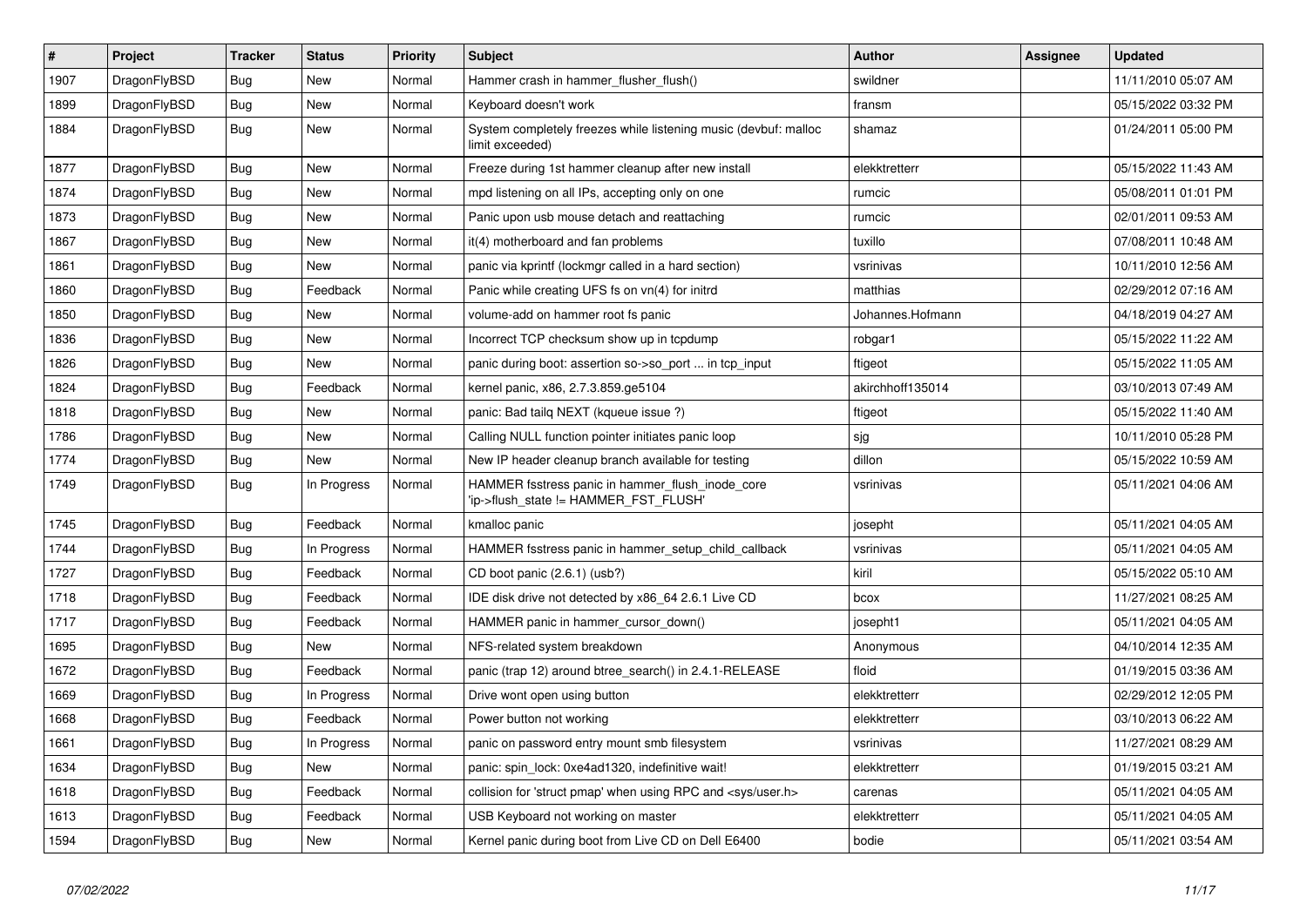| # | Project | Tracker | Status | Priority | Subject | Author | Assignee | Updated |
|---|---|---|---|---|---|---|---|---|
| 1907 | DragonFlyBSD | Bug | New | Normal | Hammer crash in hammer_flusher_flush() | swildner | | 11/11/2010 05:07 AM |
| 1899 | DragonFlyBSD | Bug | New | Normal | Keyboard doesn't work | fransm | | 05/15/2022 03:32 PM |
| 1884 | DragonFlyBSD | Bug | New | Normal | System completely freezes while listening music (devbuf: malloc limit exceeded) | shamaz | | 01/24/2011 05:00 PM |
| 1877 | DragonFlyBSD | Bug | New | Normal | Freeze during 1st hammer cleanup after new install | elekktretterr | | 05/15/2022 11:43 AM |
| 1874 | DragonFlyBSD | Bug | New | Normal | mpd listening on all IPs, accepting only on one | rumcic | | 05/08/2011 01:01 PM |
| 1873 | DragonFlyBSD | Bug | New | Normal | Panic upon usb mouse detach and reattaching | rumcic | | 02/01/2011 09:53 AM |
| 1867 | DragonFlyBSD | Bug | New | Normal | it(4) motherboard and fan problems | tuxillo | | 07/08/2011 10:48 AM |
| 1861 | DragonFlyBSD | Bug | New | Normal | panic via kprintf (lockmgr called in a hard section) | vsrinivas | | 10/11/2010 12:56 AM |
| 1860 | DragonFlyBSD | Bug | Feedback | Normal | Panic while creating UFS fs on vn(4) for initrd | matthias | | 02/29/2012 07:16 AM |
| 1850 | DragonFlyBSD | Bug | New | Normal | volume-add on hammer root fs panic | Johannes.Hofmann | | 04/18/2019 04:27 AM |
| 1836 | DragonFlyBSD | Bug | New | Normal | Incorrect TCP checksum show up in tcpdump | robgar1 | | 05/15/2022 11:22 AM |
| 1826 | DragonFlyBSD | Bug | New | Normal | panic during boot: assertion so->so_port ... in tcp_input | ftigeot | | 05/15/2022 11:05 AM |
| 1824 | DragonFlyBSD | Bug | Feedback | Normal | kernel panic, x86, 2.7.3.859.ge5104 | akirchhoff135014 | | 03/10/2013 07:49 AM |
| 1818 | DragonFlyBSD | Bug | New | Normal | panic: Bad tailq NEXT (kqueue issue ?) | ftigeot | | 05/15/2022 11:40 AM |
| 1786 | DragonFlyBSD | Bug | New | Normal | Calling NULL function pointer initiates panic loop | sjg | | 10/11/2010 05:28 PM |
| 1774 | DragonFlyBSD | Bug | New | Normal | New IP header cleanup branch available for testing | dillon | | 05/15/2022 10:59 AM |
| 1749 | DragonFlyBSD | Bug | In Progress | Normal | HAMMER fsstress panic in hammer_flush_inode_core 'ip->flush_state != HAMMER_FST_FLUSH' | vsrinivas | | 05/11/2021 04:06 AM |
| 1745 | DragonFlyBSD | Bug | Feedback | Normal | kmalloc panic | josepht | | 05/11/2021 04:05 AM |
| 1744 | DragonFlyBSD | Bug | In Progress | Normal | HAMMER fsstress panic in hammer_setup_child_callback | vsrinivas | | 05/11/2021 04:05 AM |
| 1727 | DragonFlyBSD | Bug | Feedback | Normal | CD boot panic (2.6.1) (usb?) | kiril | | 05/15/2022 05:10 AM |
| 1718 | DragonFlyBSD | Bug | Feedback | Normal | IDE disk drive not detected by x86_64 2.6.1 Live CD | bcox | | 11/27/2021 08:25 AM |
| 1717 | DragonFlyBSD | Bug | Feedback | Normal | HAMMER panic in hammer_cursor_down() | josepht1 | | 05/11/2021 04:05 AM |
| 1695 | DragonFlyBSD | Bug | New | Normal | NFS-related system breakdown | Anonymous | | 04/10/2014 12:35 AM |
| 1672 | DragonFlyBSD | Bug | Feedback | Normal | panic (trap 12) around btree_search() in 2.4.1-RELEASE | floid | | 01/19/2015 03:36 AM |
| 1669 | DragonFlyBSD | Bug | In Progress | Normal | Drive wont open using button | elekktretterr | | 02/29/2012 12:05 PM |
| 1668 | DragonFlyBSD | Bug | Feedback | Normal | Power button not working | elekktretterr | | 03/10/2013 06:22 AM |
| 1661 | DragonFlyBSD | Bug | In Progress | Normal | panic on password entry mount smb filesystem | vsrinivas | | 11/27/2021 08:29 AM |
| 1634 | DragonFlyBSD | Bug | New | Normal | panic: spin_lock: 0xe4ad1320, indefinitive wait! | elekktretterr | | 01/19/2015 03:21 AM |
| 1618 | DragonFlyBSD | Bug | Feedback | Normal | collision for 'struct pmap' when using RPC and <sys/user.h> | carenas | | 05/11/2021 04:05 AM |
| 1613 | DragonFlyBSD | Bug | Feedback | Normal | USB Keyboard not working on master | elekktretterr | | 05/11/2021 04:05 AM |
| 1594 | DragonFlyBSD | Bug | New | Normal | Kernel panic during boot from Live CD on Dell E6400 | bodie | | 05/11/2021 03:54 AM |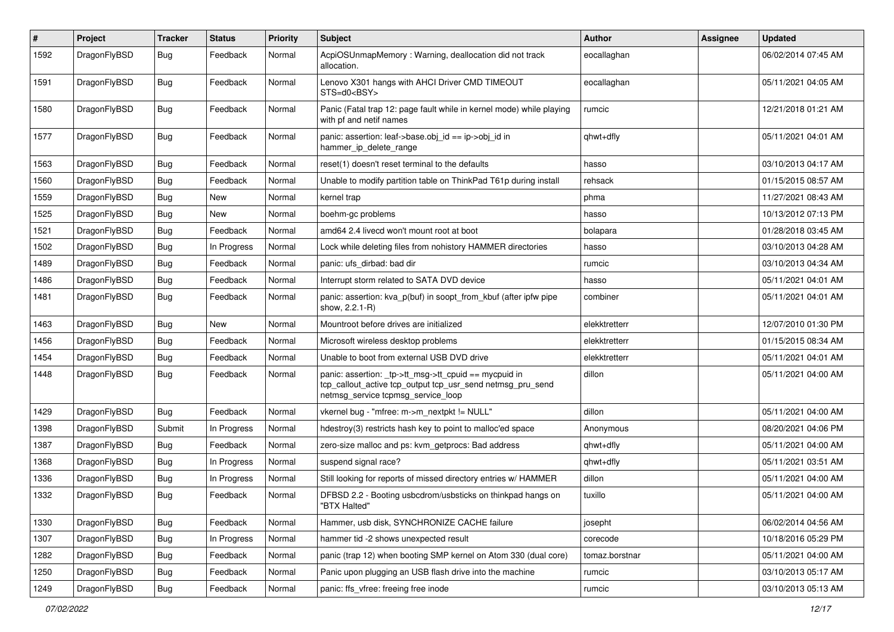| # | Project | Tracker | Status | Priority | Subject | Author | Assignee | Updated |
|---|---|---|---|---|---|---|---|---|
| 1592 | DragonFlyBSD | Bug | Feedback | Normal | AcpiOSUnmapMemory : Warning, deallocation did not track allocation. | eocallaghan | | 06/02/2014 07:45 AM |
| 1591 | DragonFlyBSD | Bug | Feedback | Normal | Lenovo X301 hangs with AHCI Driver CMD TIMEOUT STS=d0<BSY> | eocallaghan | | 05/11/2021 04:05 AM |
| 1580 | DragonFlyBSD | Bug | Feedback | Normal | Panic (Fatal trap 12: page fault while in kernel mode) while playing with pf and netif names | rumcic | | 12/21/2018 01:21 AM |
| 1577 | DragonFlyBSD | Bug | Feedback | Normal | panic: assertion: leaf->base.obj_id == ip->obj_id in hammer_ip_delete_range | qhwt+dfly | | 05/11/2021 04:01 AM |
| 1563 | DragonFlyBSD | Bug | Feedback | Normal | reset(1) doesn't reset terminal to the defaults | hasso | | 03/10/2013 04:17 AM |
| 1560 | DragonFlyBSD | Bug | Feedback | Normal | Unable to modify partition table on ThinkPad T61p during install | rehsack | | 01/15/2015 08:57 AM |
| 1559 | DragonFlyBSD | Bug | New | Normal | kernel trap | phma | | 11/27/2021 08:43 AM |
| 1525 | DragonFlyBSD | Bug | New | Normal | boehm-gc problems | hasso | | 10/13/2012 07:13 PM |
| 1521 | DragonFlyBSD | Bug | Feedback | Normal | amd64 2.4 livecd won't mount root at boot | bolapara | | 01/28/2018 03:45 AM |
| 1502 | DragonFlyBSD | Bug | In Progress | Normal | Lock while deleting files from nohistory HAMMER directories | hasso | | 03/10/2013 04:28 AM |
| 1489 | DragonFlyBSD | Bug | Feedback | Normal | panic: ufs_dirbad: bad dir | rumcic | | 03/10/2013 04:34 AM |
| 1486 | DragonFlyBSD | Bug | Feedback | Normal | Interrupt storm related to SATA DVD device | hasso | | 05/11/2021 04:01 AM |
| 1481 | DragonFlyBSD | Bug | Feedback | Normal | panic: assertion: kva_p(buf) in soopt_from_kbuf (after ipfw pipe show, 2.2.1-R) | combiner | | 05/11/2021 04:01 AM |
| 1463 | DragonFlyBSD | Bug | New | Normal | Mountroot before drives are initialized | elekktretterr | | 12/07/2010 01:30 PM |
| 1456 | DragonFlyBSD | Bug | Feedback | Normal | Microsoft wireless desktop problems | elekktretterr | | 01/15/2015 08:34 AM |
| 1454 | DragonFlyBSD | Bug | Feedback | Normal | Unable to boot from external USB DVD drive | elekktretterr | | 05/11/2021 04:01 AM |
| 1448 | DragonFlyBSD | Bug | Feedback | Normal | panic: assertion: _tp->tt_msg->tt_cpuid == mycpuid in tcp_callout_active tcp_output tcp_usr_send netmsg_pru_send netmsg_service tcpmsg_service_loop | dillon | | 05/11/2021 04:00 AM |
| 1429 | DragonFlyBSD | Bug | Feedback | Normal | vkernel bug - "mfree: m->m_nextpkt != NULL" | dillon | | 05/11/2021 04:00 AM |
| 1398 | DragonFlyBSD | Submit | In Progress | Normal | hdestroy(3) restricts hash key to point to malloc'ed space | Anonymous | | 08/20/2021 04:06 PM |
| 1387 | DragonFlyBSD | Bug | Feedback | Normal | zero-size malloc and ps: kvm_getprocs: Bad address | qhwt+dfly | | 05/11/2021 04:00 AM |
| 1368 | DragonFlyBSD | Bug | In Progress | Normal | suspend signal race? | qhwt+dfly | | 05/11/2021 03:51 AM |
| 1336 | DragonFlyBSD | Bug | In Progress | Normal | Still looking for reports of missed directory entries w/ HAMMER | dillon | | 05/11/2021 04:00 AM |
| 1332 | DragonFlyBSD | Bug | Feedback | Normal | DFBSD 2.2 - Booting usbcdrom/usbsticks on thinkpad hangs on "BTX Halted" | tuxillo | | 05/11/2021 04:00 AM |
| 1330 | DragonFlyBSD | Bug | Feedback | Normal | Hammer, usb disk, SYNCHRONIZE CACHE failure | josepht | | 06/02/2014 04:56 AM |
| 1307 | DragonFlyBSD | Bug | In Progress | Normal | hammer tid -2 shows unexpected result | corecode | | 10/18/2016 05:29 PM |
| 1282 | DragonFlyBSD | Bug | Feedback | Normal | panic (trap 12) when booting SMP kernel on Atom 330 (dual core) | tomaz.borstnar | | 05/11/2021 04:00 AM |
| 1250 | DragonFlyBSD | Bug | Feedback | Normal | Panic upon plugging an USB flash drive into the machine | rumcic | | 03/10/2013 05:17 AM |
| 1249 | DragonFlyBSD | Bug | Feedback | Normal | panic: ffs_vfree: freeing free inode | rumcic | | 03/10/2013 05:13 AM |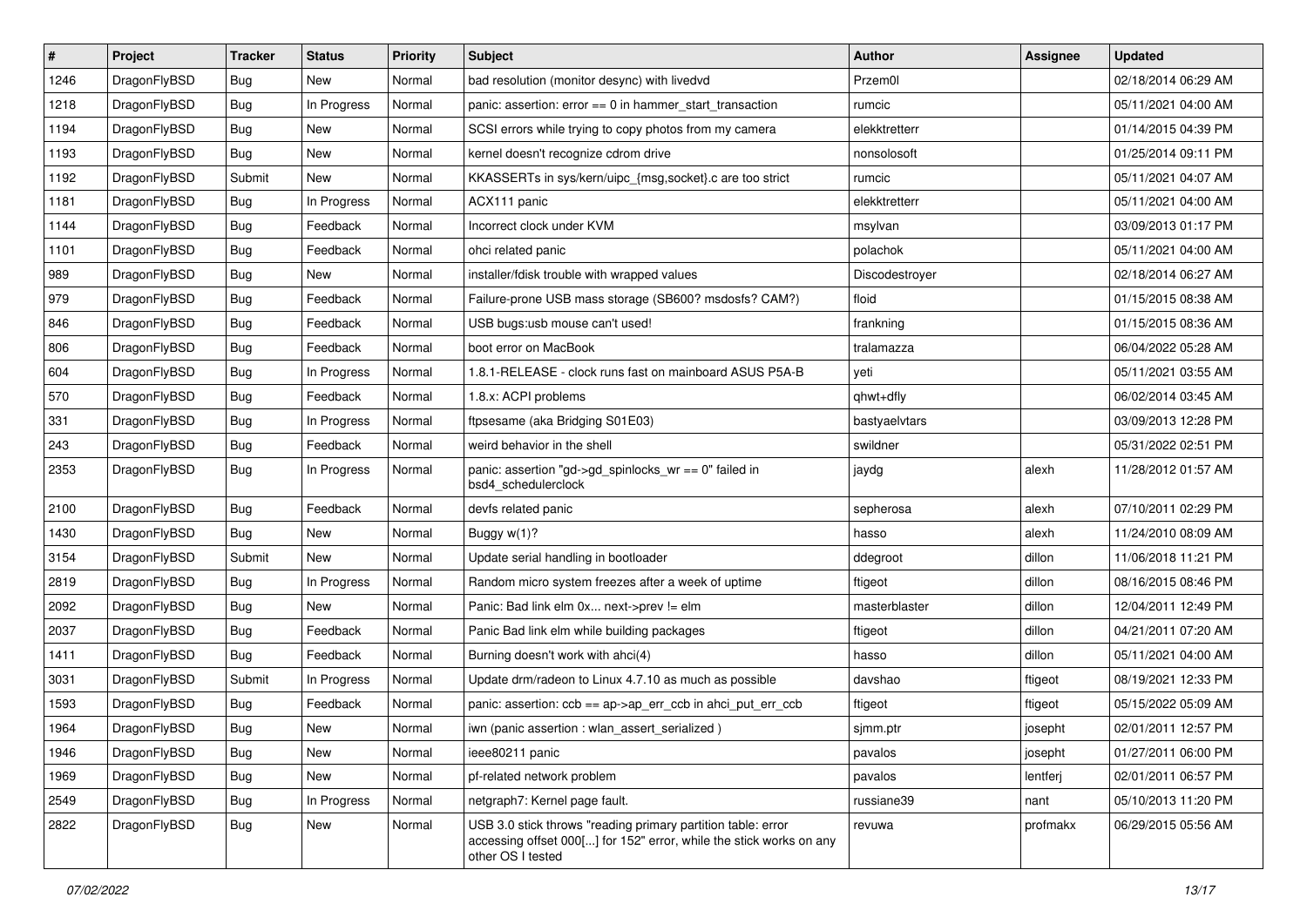| # | Project | Tracker | Status | Priority | Subject | Author | Assignee | Updated |
|---|---|---|---|---|---|---|---|---|
| 1246 | DragonFlyBSD | Bug | New | Normal | bad resolution (monitor desync) with livedvd | Przem0l | | 02/18/2014 06:29 AM |
| 1218 | DragonFlyBSD | Bug | In Progress | Normal | panic: assertion: error == 0 in hammer_start_transaction | rumcic | | 05/11/2021 04:00 AM |
| 1194 | DragonFlyBSD | Bug | New | Normal | SCSI errors while trying to copy photos from my camera | elekktretterr | | 01/14/2015 04:39 PM |
| 1193 | DragonFlyBSD | Bug | New | Normal | kernel doesn't recognize cdrom drive | nonsolosoft | | 01/25/2014 09:11 PM |
| 1192 | DragonFlyBSD | Submit | New | Normal | KKASSERTs in sys/kern/uipc_{msg,socket}.c are too strict | rumcic | | 05/11/2021 04:07 AM |
| 1181 | DragonFlyBSD | Bug | In Progress | Normal | ACX111 panic | elekktretterr | | 05/11/2021 04:00 AM |
| 1144 | DragonFlyBSD | Bug | Feedback | Normal | Incorrect clock under KVM | msylvan | | 03/09/2013 01:17 PM |
| 1101 | DragonFlyBSD | Bug | Feedback | Normal | ohci related panic | polachok | | 05/11/2021 04:00 AM |
| 989 | DragonFlyBSD | Bug | New | Normal | installer/fdisk trouble with wrapped values | Discodestroyer | | 02/18/2014 06:27 AM |
| 979 | DragonFlyBSD | Bug | Feedback | Normal | Failure-prone USB mass storage (SB600? msdosfs? CAM?) | floid | | 01/15/2015 08:38 AM |
| 846 | DragonFlyBSD | Bug | Feedback | Normal | USB bugs:usb mouse can't used! | frankning | | 01/15/2015 08:36 AM |
| 806 | DragonFlyBSD | Bug | Feedback | Normal | boot error on MacBook | tralamazza | | 06/04/2022 05:28 AM |
| 604 | DragonFlyBSD | Bug | In Progress | Normal | 1.8.1-RELEASE - clock runs fast on mainboard ASUS P5A-B | yeti | | 05/11/2021 03:55 AM |
| 570 | DragonFlyBSD | Bug | Feedback | Normal | 1.8.x: ACPI problems | qhwt+dfly | | 06/02/2014 03:45 AM |
| 331 | DragonFlyBSD | Bug | In Progress | Normal | ftpsesame (aka Bridging S01E03) | bastyaelvtars | | 03/09/2013 12:28 PM |
| 243 | DragonFlyBSD | Bug | Feedback | Normal | weird behavior in the shell | swildner | | 05/31/2022 02:51 PM |
| 2353 | DragonFlyBSD | Bug | In Progress | Normal | panic: assertion "gd->gd_spinlocks_wr == 0" failed in bsd4_schedulerclock | jaydg | alexh | 11/28/2012 01:57 AM |
| 2100 | DragonFlyBSD | Bug | Feedback | Normal | devfs related panic | sepherosa | alexh | 07/10/2011 02:29 PM |
| 1430 | DragonFlyBSD | Bug | New | Normal | Buggy w(1)? | hasso | alexh | 11/24/2010 08:09 AM |
| 3154 | DragonFlyBSD | Submit | New | Normal | Update serial handling in bootloader | ddegroot | dillon | 11/06/2018 11:21 PM |
| 2819 | DragonFlyBSD | Bug | In Progress | Normal | Random micro system freezes after a week of uptime | ftigeot | dillon | 08/16/2015 08:46 PM |
| 2092 | DragonFlyBSD | Bug | New | Normal | Panic: Bad link elm 0x... next->prev != elm | masterblaster | dillon | 12/04/2011 12:49 PM |
| 2037 | DragonFlyBSD | Bug | Feedback | Normal | Panic Bad link elm while building packages | ftigeot | dillon | 04/21/2011 07:20 AM |
| 1411 | DragonFlyBSD | Bug | Feedback | Normal | Burning doesn't work with ahci(4) | hasso | dillon | 05/11/2021 04:00 AM |
| 3031 | DragonFlyBSD | Submit | In Progress | Normal | Update drm/radeon to Linux 4.7.10 as much as possible | davshao | ftigeot | 08/19/2021 12:33 PM |
| 1593 | DragonFlyBSD | Bug | Feedback | Normal | panic: assertion: ccb == ap->ap_err_ccb in ahci_put_err_ccb | ftigeot | ftigeot | 05/15/2022 05:09 AM |
| 1964 | DragonFlyBSD | Bug | New | Normal | iwn (panic assertion : wlan_assert_serialized ) | sjmm.ptr | josepht | 02/01/2011 12:57 PM |
| 1946 | DragonFlyBSD | Bug | New | Normal | ieee80211 panic | pavalos | josepht | 01/27/2011 06:00 PM |
| 1969 | DragonFlyBSD | Bug | New | Normal | pf-related network problem | pavalos | lentferj | 02/01/2011 06:57 PM |
| 2549 | DragonFlyBSD | Bug | In Progress | Normal | netgraph7: Kernel page fault. | russiane39 | nant | 05/10/2013 11:20 PM |
| 2822 | DragonFlyBSD | Bug | New | Normal | USB 3.0 stick throws "reading primary partition table: error accessing offset 000[...] for 152" error, while the stick works on any other OS I tested | revuwa | profmakx | 06/29/2015 05:56 AM |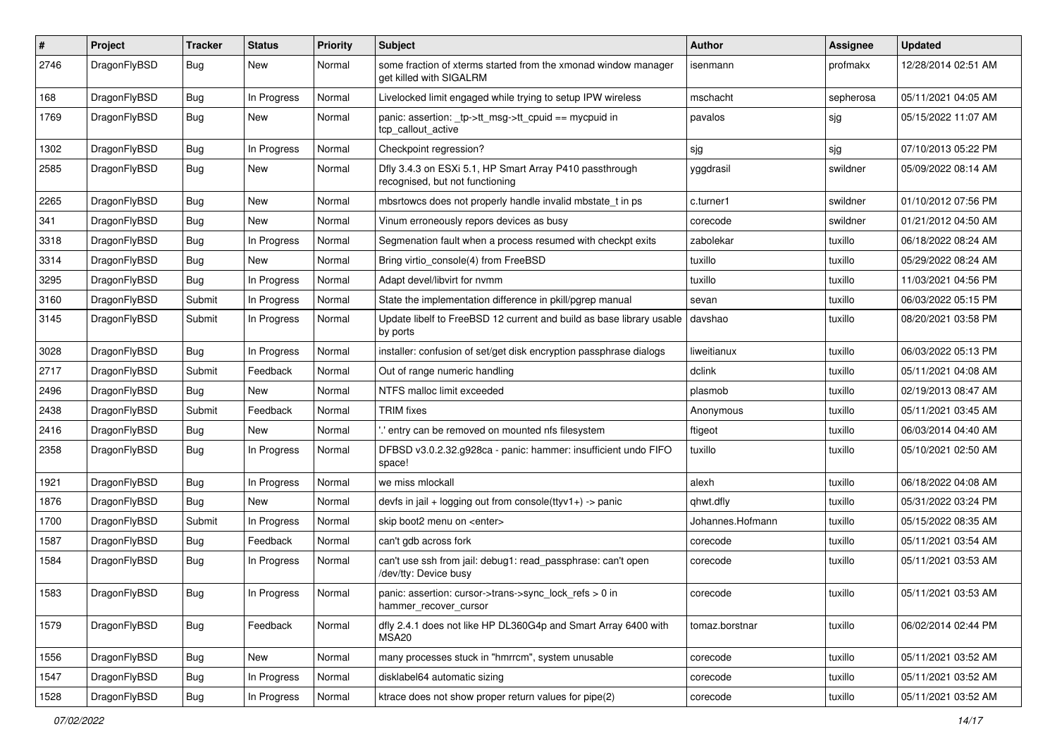| # | Project | Tracker | Status | Priority | Subject | Author | Assignee | Updated |
|---|---|---|---|---|---|---|---|---|
| 2746 | DragonFlyBSD | Bug | New | Normal | some fraction of xterms started from the xmonad window manager get killed with SIGALRM | isenmann | profmakx | 12/28/2014 02:51 AM |
| 168 | DragonFlyBSD | Bug | In Progress | Normal | Livelocked limit engaged while trying to setup IPW wireless | mschacht | sepherosa | 05/11/2021 04:05 AM |
| 1769 | DragonFlyBSD | Bug | New | Normal | panic: assertion: _tp->tt_msg->tt_cpuid == mycpuid in tcp_callout_active | pavalos | sjg | 05/15/2022 11:07 AM |
| 1302 | DragonFlyBSD | Bug | In Progress | Normal | Checkpoint regression? | sjg | sjg | 07/10/2013 05:22 PM |
| 2585 | DragonFlyBSD | Bug | New | Normal | Dfly 3.4.3 on ESXi 5.1, HP Smart Array P410 passthrough recognised, but not functioning | yggdrasil | swildner | 05/09/2022 08:14 AM |
| 2265 | DragonFlyBSD | Bug | New | Normal | mbsrtowcs does not properly handle invalid mbstate_t in ps | c.turner1 | swildner | 01/10/2012 07:56 PM |
| 341 | DragonFlyBSD | Bug | New | Normal | Vinum erroneously repors devices as busy | corecode | swildner | 01/21/2012 04:50 AM |
| 3318 | DragonFlyBSD | Bug | In Progress | Normal | Segmenation fault when a process resumed with checkpt exits | zabolekar | tuxillo | 06/18/2022 08:24 AM |
| 3314 | DragonFlyBSD | Bug | New | Normal | Bring virtio_console(4) from FreeBSD | tuxillo | tuxillo | 05/29/2022 08:24 AM |
| 3295 | DragonFlyBSD | Bug | In Progress | Normal | Adapt devel/libvirt for nvmm | tuxillo | tuxillo | 11/03/2021 04:56 PM |
| 3160 | DragonFlyBSD | Submit | In Progress | Normal | State the implementation difference in pkill/pgrep manual | sevan | tuxillo | 06/03/2022 05:15 PM |
| 3145 | DragonFlyBSD | Submit | In Progress | Normal | Update libelf to FreeBSD 12 current and build as base library usable by ports | davshao | tuxillo | 08/20/2021 03:58 PM |
| 3028 | DragonFlyBSD | Bug | In Progress | Normal | installer: confusion of set/get disk encryption passphrase dialogs | liweitianux | tuxillo | 06/03/2022 05:13 PM |
| 2717 | DragonFlyBSD | Submit | Feedback | Normal | Out of range numeric handling | dclink | tuxillo | 05/11/2021 04:08 AM |
| 2496 | DragonFlyBSD | Bug | New | Normal | NTFS malloc limit exceeded | plasmob | tuxillo | 02/19/2013 08:47 AM |
| 2438 | DragonFlyBSD | Submit | Feedback | Normal | TRIM fixes | Anonymous | tuxillo | 05/11/2021 03:45 AM |
| 2416 | DragonFlyBSD | Bug | New | Normal | '.' entry can be removed on mounted nfs filesystem | ftigeot | tuxillo | 06/03/2014 04:40 AM |
| 2358 | DragonFlyBSD | Bug | In Progress | Normal | DFBSD v3.0.2.32.g928ca - panic: hammer: insufficient undo FIFO space! | tuxillo | tuxillo | 05/10/2021 02:50 AM |
| 1921 | DragonFlyBSD | Bug | In Progress | Normal | we miss mlockall | alexh | tuxillo | 06/18/2022 04:08 AM |
| 1876 | DragonFlyBSD | Bug | New | Normal | devfs in jail + logging out from console(ttyv1+) -> panic | qhwt.dfly | tuxillo | 05/31/2022 03:24 PM |
| 1700 | DragonFlyBSD | Submit | In Progress | Normal | skip boot2 menu on <enter> | Johannes.Hofmann | tuxillo | 05/15/2022 08:35 AM |
| 1587 | DragonFlyBSD | Bug | Feedback | Normal | can't gdb across fork | corecode | tuxillo | 05/11/2021 03:54 AM |
| 1584 | DragonFlyBSD | Bug | In Progress | Normal | can't use ssh from jail: debug1: read_passphrase: can't open /dev/tty: Device busy | corecode | tuxillo | 05/11/2021 03:53 AM |
| 1583 | DragonFlyBSD | Bug | In Progress | Normal | panic: assertion: cursor->trans->sync_lock_refs > 0 in hammer_recover_cursor | corecode | tuxillo | 05/11/2021 03:53 AM |
| 1579 | DragonFlyBSD | Bug | Feedback | Normal | dfly 2.4.1 does not like HP DL360G4p and Smart Array 6400 with MSA20 | tomaz.borstnar | tuxillo | 06/02/2014 02:44 PM |
| 1556 | DragonFlyBSD | Bug | New | Normal | many processes stuck in "hmrrcm", system unusable | corecode | tuxillo | 05/11/2021 03:52 AM |
| 1547 | DragonFlyBSD | Bug | In Progress | Normal | disklabel64 automatic sizing | corecode | tuxillo | 05/11/2021 03:52 AM |
| 1528 | DragonFlyBSD | Bug | In Progress | Normal | ktrace does not show proper return values for pipe(2) | corecode | tuxillo | 05/11/2021 03:52 AM |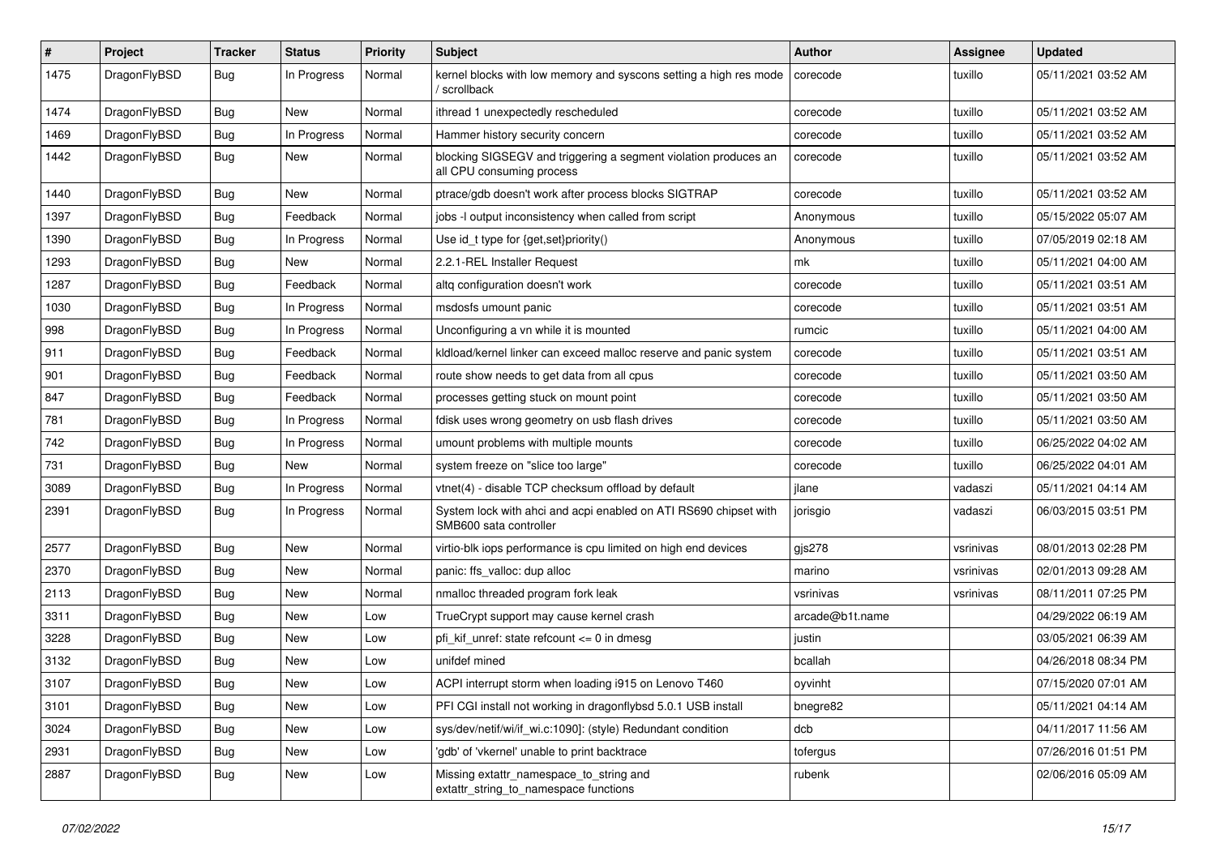| # | Project | Tracker | Status | Priority | Subject | Author | Assignee | Updated |
|---|---|---|---|---|---|---|---|---|
| 1475 | DragonFlyBSD | Bug | In Progress | Normal | kernel blocks with low memory and syscons setting a high res mode / scrollback | corecode | tuxillo | 05/11/2021 03:52 AM |
| 1474 | DragonFlyBSD | Bug | New | Normal | ithread 1 unexpectedly rescheduled | corecode | tuxillo | 05/11/2021 03:52 AM |
| 1469 | DragonFlyBSD | Bug | In Progress | Normal | Hammer history security concern | corecode | tuxillo | 05/11/2021 03:52 AM |
| 1442 | DragonFlyBSD | Bug | New | Normal | blocking SIGSEGV and triggering a segment violation produces an all CPU consuming process | corecode | tuxillo | 05/11/2021 03:52 AM |
| 1440 | DragonFlyBSD | Bug | New | Normal | ptrace/gdb doesn't work after process blocks SIGTRAP | corecode | tuxillo | 05/11/2021 03:52 AM |
| 1397 | DragonFlyBSD | Bug | Feedback | Normal | jobs -l output inconsistency when called from script | Anonymous | tuxillo | 05/15/2022 05:07 AM |
| 1390 | DragonFlyBSD | Bug | In Progress | Normal | Use id_t type for {get,set}priority() | Anonymous | tuxillo | 07/05/2019 02:18 AM |
| 1293 | DragonFlyBSD | Bug | New | Normal | 2.2.1-REL Installer Request | mk | tuxillo | 05/11/2021 04:00 AM |
| 1287 | DragonFlyBSD | Bug | Feedback | Normal | altq configuration doesn't work | corecode | tuxillo | 05/11/2021 03:51 AM |
| 1030 | DragonFlyBSD | Bug | In Progress | Normal | msdosfs umount panic | corecode | tuxillo | 05/11/2021 03:51 AM |
| 998 | DragonFlyBSD | Bug | In Progress | Normal | Unconfiguring a vn while it is mounted | rumcic | tuxillo | 05/11/2021 04:00 AM |
| 911 | DragonFlyBSD | Bug | Feedback | Normal | kldload/kernel linker can exceed malloc reserve and panic system | corecode | tuxillo | 05/11/2021 03:51 AM |
| 901 | DragonFlyBSD | Bug | Feedback | Normal | route show needs to get data from all cpus | corecode | tuxillo | 05/11/2021 03:50 AM |
| 847 | DragonFlyBSD | Bug | Feedback | Normal | processes getting stuck on mount point | corecode | tuxillo | 05/11/2021 03:50 AM |
| 781 | DragonFlyBSD | Bug | In Progress | Normal | fdisk uses wrong geometry on usb flash drives | corecode | tuxillo | 05/11/2021 03:50 AM |
| 742 | DragonFlyBSD | Bug | In Progress | Normal | umount problems with multiple mounts | corecode | tuxillo | 06/25/2022 04:02 AM |
| 731 | DragonFlyBSD | Bug | New | Normal | system freeze on "slice too large" | corecode | tuxillo | 06/25/2022 04:01 AM |
| 3089 | DragonFlyBSD | Bug | In Progress | Normal | vtnet(4) - disable TCP checksum offload by default | jlane | vadaszi | 05/11/2021 04:14 AM |
| 2391 | DragonFlyBSD | Bug | In Progress | Normal | System lock with ahci and acpi enabled on ATI RS690 chipset with SMB600 sata controller | jorisgio | vadaszi | 06/03/2015 03:51 PM |
| 2577 | DragonFlyBSD | Bug | New | Normal | virtio-blk iops performance is cpu limited on high end devices | gjs278 | vsrinivas | 08/01/2013 02:28 PM |
| 2370 | DragonFlyBSD | Bug | New | Normal | panic: ffs_valloc: dup alloc | marino | vsrinivas | 02/01/2013 09:28 AM |
| 2113 | DragonFlyBSD | Bug | New | Normal | nmalloc threaded program fork leak | vsrinivas | vsrinivas | 08/11/2011 07:25 PM |
| 3311 | DragonFlyBSD | Bug | New | Low | TrueCrypt support may cause kernel crash | arcade@b1t.name | | 04/29/2022 06:19 AM |
| 3228 | DragonFlyBSD | Bug | New | Low | pfi_kif_unref: state refcount <= 0 in dmesg | justin | | 03/05/2021 06:39 AM |
| 3132 | DragonFlyBSD | Bug | New | Low | unifdef mined | bcallah | | 04/26/2018 08:34 PM |
| 3107 | DragonFlyBSD | Bug | New | Low | ACPI interrupt storm when loading i915 on Lenovo T460 | oyvinht | | 07/15/2020 07:01 AM |
| 3101 | DragonFlyBSD | Bug | New | Low | PFI CGI install not working in dragonflybsd 5.0.1 USB install | bnegre82 | | 05/11/2021 04:14 AM |
| 3024 | DragonFlyBSD | Bug | New | Low | sys/dev/netif/wi/if_wi.c:1090]: (style) Redundant condition | dcb | | 04/11/2017 11:56 AM |
| 2931 | DragonFlyBSD | Bug | New | Low | 'gdb' of 'vkernel' unable to print backtrace | tofergus | | 07/26/2016 01:51 PM |
| 2887 | DragonFlyBSD | Bug | New | Low | Missing extattr_namespace_to_string and extattr_string_to_namespace functions | rubenk | | 02/06/2016 05:09 AM |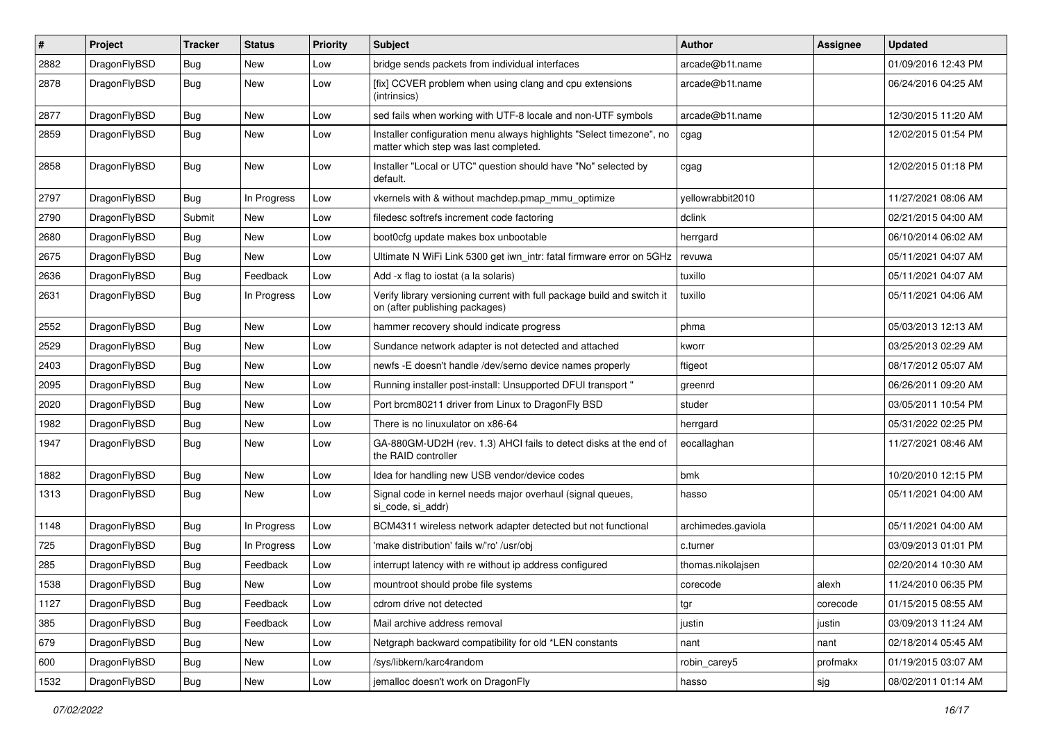| # | Project | Tracker | Status | Priority | Subject | Author | Assignee | Updated |
|---|---|---|---|---|---|---|---|---|
| 2882 | DragonFlyBSD | Bug | New | Low | bridge sends packets from individual interfaces | arcade@b1t.name | | 01/09/2016 12:43 PM |
| 2878 | DragonFlyBSD | Bug | New | Low | [fix] CCVER problem when using clang and cpu extensions (intrinsics) | arcade@b1t.name | | 06/24/2016 04:25 AM |
| 2877 | DragonFlyBSD | Bug | New | Low | sed fails when working with UTF-8 locale and non-UTF symbols | arcade@b1t.name | | 12/30/2015 11:20 AM |
| 2859 | DragonFlyBSD | Bug | New | Low | Installer configuration menu always highlights "Select timezone", no matter which step was last completed. | cgag | | 12/02/2015 01:54 PM |
| 2858 | DragonFlyBSD | Bug | New | Low | Installer "Local or UTC" question should have "No" selected by default. | cgag | | 12/02/2015 01:18 PM |
| 2797 | DragonFlyBSD | Bug | In Progress | Low | vkernels with & without machdep.pmap_mmu_optimize | yellowrabbit2010 | | 11/27/2021 08:06 AM |
| 2790 | DragonFlyBSD | Submit | New | Low | filedesc softrefs increment code factoring | dclink | | 02/21/2015 04:00 AM |
| 2680 | DragonFlyBSD | Bug | New | Low | boot0cfg update makes box unbootable | herrgard | | 06/10/2014 06:02 AM |
| 2675 | DragonFlyBSD | Bug | New | Low | Ultimate N WiFi Link 5300 get iwn_intr: fatal firmware error on 5GHz | revuwa | | 05/11/2021 04:07 AM |
| 2636 | DragonFlyBSD | Bug | Feedback | Low | Add -x flag to iostat (a la solaris) | tuxillo | | 05/11/2021 04:07 AM |
| 2631 | DragonFlyBSD | Bug | In Progress | Low | Verify library versioning current with full package build and switch it on (after publishing packages) | tuxillo | | 05/11/2021 04:06 AM |
| 2552 | DragonFlyBSD | Bug | New | Low | hammer recovery should indicate progress | phma | | 05/03/2013 12:13 AM |
| 2529 | DragonFlyBSD | Bug | New | Low | Sundance network adapter is not detected and attached | kworr | | 03/25/2013 02:29 AM |
| 2403 | DragonFlyBSD | Bug | New | Low | newfs -E doesn't handle /dev/serno device names properly | ftigeot | | 08/17/2012 05:07 AM |
| 2095 | DragonFlyBSD | Bug | New | Low | Running installer post-install: Unsupported DFUI transport " | greenrd | | 06/26/2011 09:20 AM |
| 2020 | DragonFlyBSD | Bug | New | Low | Port brcm80211 driver from Linux to DragonFly BSD | studer | | 03/05/2011 10:54 PM |
| 1982 | DragonFlyBSD | Bug | New | Low | There is no linuxulator on x86-64 | herrgard | | 05/31/2022 02:25 PM |
| 1947 | DragonFlyBSD | Bug | New | Low | GA-880GM-UD2H (rev. 1.3) AHCI fails to detect disks at the end of the RAID controller | eocallaghan | | 11/27/2021 08:46 AM |
| 1882 | DragonFlyBSD | Bug | New | Low | Idea for handling new USB vendor/device codes | bmk | | 10/20/2010 12:15 PM |
| 1313 | DragonFlyBSD | Bug | New | Low | Signal code in kernel needs major overhaul (signal queues, si_code, si_addr) | hasso | | 05/11/2021 04:00 AM |
| 1148 | DragonFlyBSD | Bug | In Progress | Low | BCM4311 wireless network adapter detected but not functional | archimedes.gaviola | | 05/11/2021 04:00 AM |
| 725 | DragonFlyBSD | Bug | In Progress | Low | 'make distribution' fails w/'ro' /usr/obj | c.turner | | 03/09/2013 01:01 PM |
| 285 | DragonFlyBSD | Bug | Feedback | Low | interrupt latency with re without ip address configured | thomas.nikolajsen | | 02/20/2014 10:30 AM |
| 1538 | DragonFlyBSD | Bug | New | Low | mountroot should probe file systems | corecode | alexh | 11/24/2010 06:35 PM |
| 1127 | DragonFlyBSD | Bug | Feedback | Low | cdrom drive not detected | tgr | corecode | 01/15/2015 08:55 AM |
| 385 | DragonFlyBSD | Bug | Feedback | Low | Mail archive address removal | justin | justin | 03/09/2013 11:24 AM |
| 679 | DragonFlyBSD | Bug | New | Low | Netgraph backward compatibility for old *LEN constants | nant | nant | 02/18/2014 05:45 AM |
| 600 | DragonFlyBSD | Bug | New | Low | /sys/libkern/karc4random | robin_carey5 | profmakx | 01/19/2015 03:07 AM |
| 1532 | DragonFlyBSD | Bug | New | Low | jemalloc doesn't work on DragonFly | hasso | sjg | 08/02/2011 01:14 AM |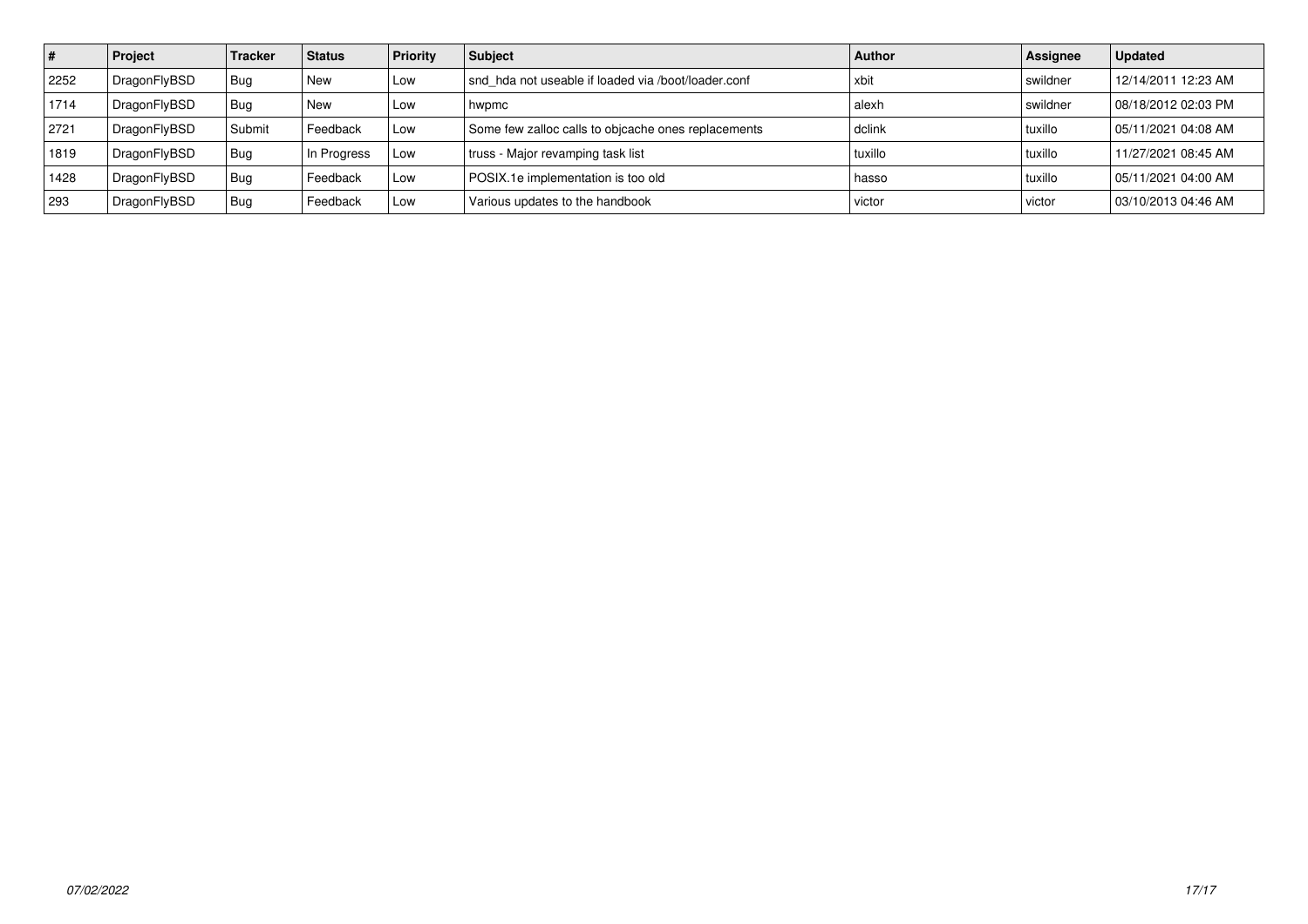| # | Project | Tracker | Status | Priority | Subject | Author | Assignee | Updated |
|---|---|---|---|---|---|---|---|---|
| 2252 | DragonFlyBSD | Bug | New | Low | snd_hda not useable if loaded via /boot/loader.conf | xbit | swildner | 12/14/2011 12:23 AM |
| 1714 | DragonFlyBSD | Bug | New | Low | hwpmc | alexh | swildner | 08/18/2012 02:03 PM |
| 2721 | DragonFlyBSD | Submit | Feedback | Low | Some few zalloc calls to objcache ones replacements | dclink | tuxillo | 05/11/2021 04:08 AM |
| 1819 | DragonFlyBSD | Bug | In Progress | Low | truss - Major revamping task list | tuxillo | tuxillo | 11/27/2021 08:45 AM |
| 1428 | DragonFlyBSD | Bug | Feedback | Low | POSIX.1e implementation is too old | hasso | tuxillo | 05/11/2021 04:00 AM |
| 293 | DragonFlyBSD | Bug | Feedback | Low | Various updates to the handbook | victor | victor | 03/10/2013 04:46 AM |